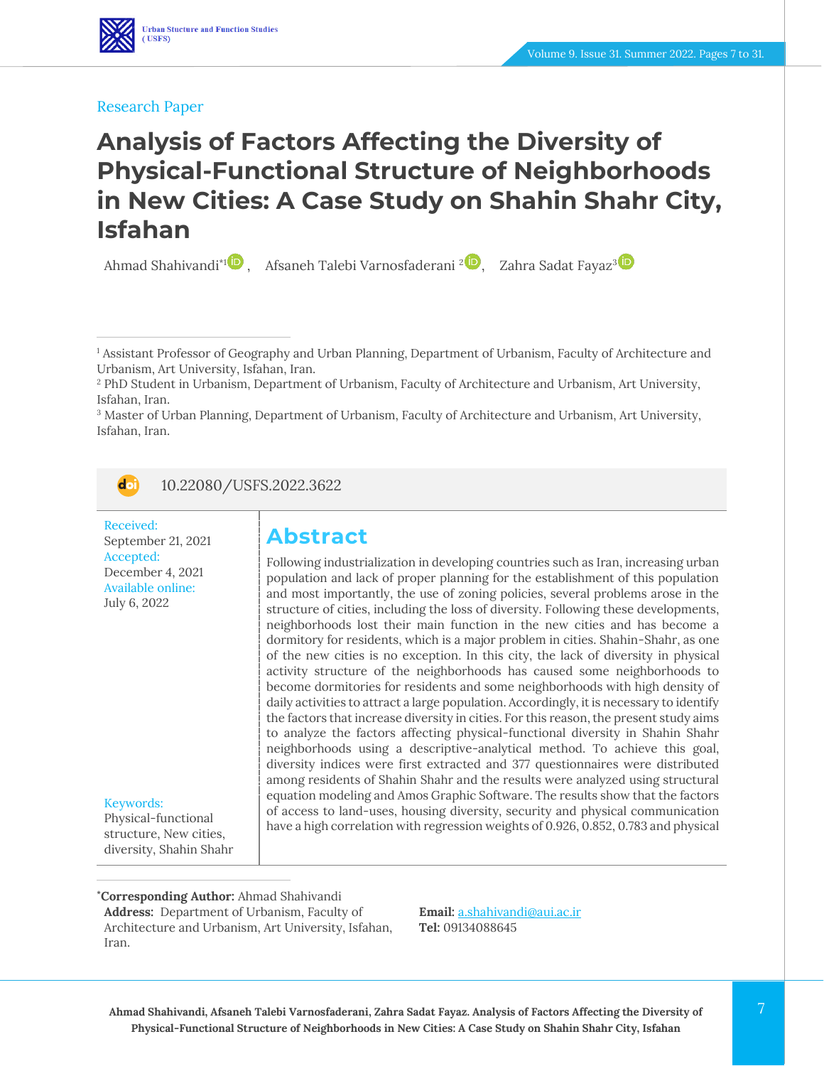Research Paper

# Analysis of Factors Affecting the Diversity of Physical-Functional Structure of Neighborhoods in New Cities: A Case Study on Shahin Shahr City, Isfahan

Ahmad Shahivandi*[1], Afsaneh Talebi Varnosfaderani [2], Zahra Sadat Fayaz[3]

[1] Assistant Professor of Geography and Urban Planning, Department of Urbanism, Faculty of Architecture and Urbanism, Art University, Isfahan, Iran.
[2] PhD Student in Urbanism, Department of Urbanism, Faculty of Architecture and Urbanism, Art University, Isfahan, Iran.
[3] Master of Urban Planning, Department of Urbanism, Faculty of Architecture and Urbanism, Art University, Isfahan, Iran.

10.22080/USFS.2022.3622

Received: September 21, 2021
Accepted: December 4, 2021
Available online: July 6, 2022

Keywords: Physical-functional structure, New cities, diversity, Shahin Shahr

## Abstract

Following industrialization in developing countries such as Iran, increasing urban population and lack of proper planning for the establishment of this population and most importantly, the use of zoning policies, several problems arose in the structure of cities, including the loss of diversity. Following these developments, neighborhoods lost their main function in the new cities and has become a dormitory for residents, which is a major problem in cities. Shahin-Shahr, as one of the new cities is no exception. In this city, the lack of diversity in physical activity structure of the neighborhoods has caused some neighborhoods to become dormitories for residents and some neighborhoods with high density of daily activities to attract a large population. Accordingly, it is necessary to identify the factors that increase diversity in cities. For this reason, the present study aims to analyze the factors affecting physical-functional diversity in Shahin Shahr neighborhoods using a descriptive-analytical method. To achieve this goal, diversity indices were first extracted and 377 questionnaires were distributed among residents of Shahin Shahr and the results were analyzed using structural equation modeling and Amos Graphic Software. The results show that the factors of access to land-uses, housing diversity, security and physical communication have a high correlation with regression weights of 0.926, 0.852, 0.783 and physical

*Corresponding Author: Ahmad Shahivandi
**Address:** Department of Urbanism, Faculty of Architecture and Urbanism, Art University, Isfahan, Iran.
**Email:** a.shahivandi@aui.ac.ir
**Tel:** 09134088645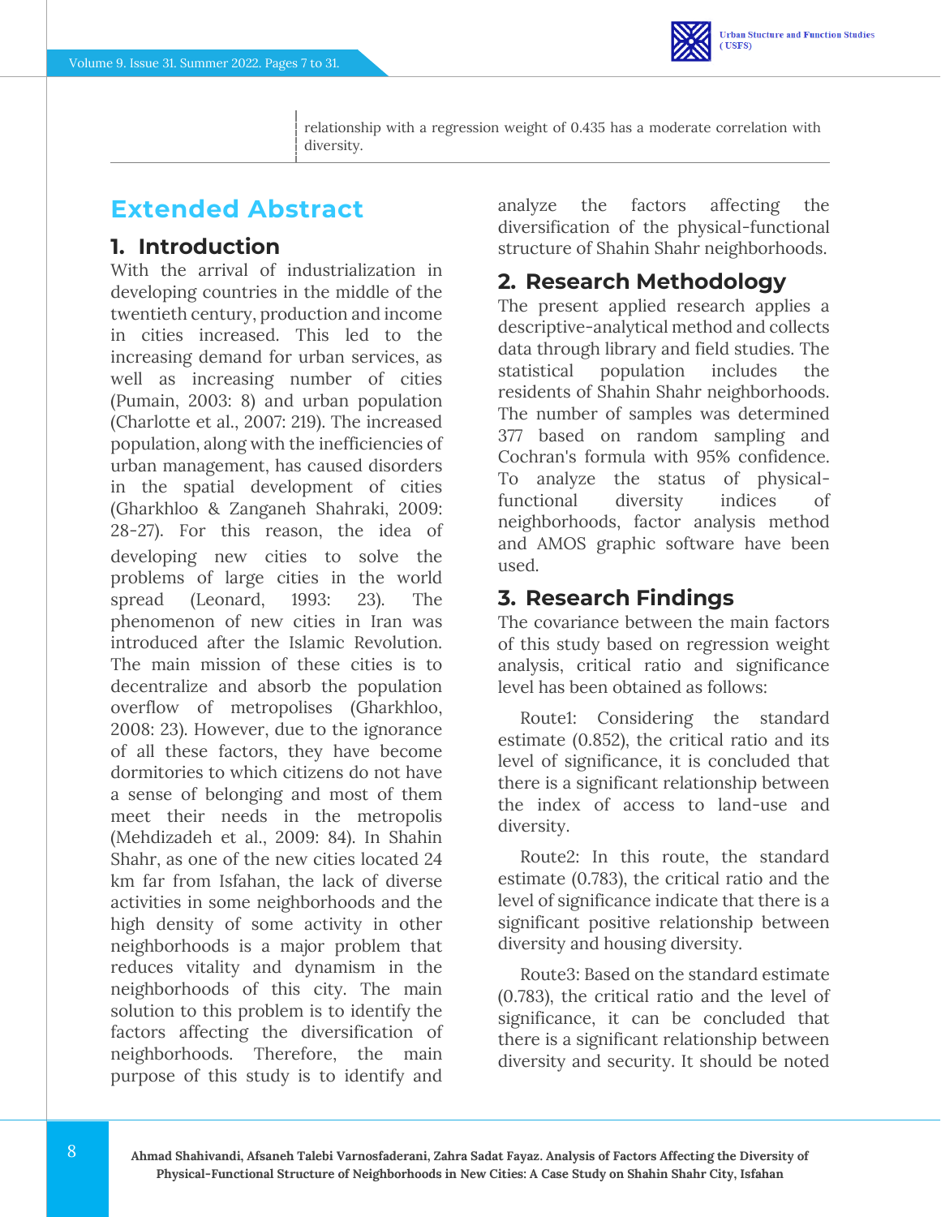relationship with a regression weight of 0.435 has a moderate correlation with diversity.

## Extended Abstract

### 1. Introduction

With the arrival of industrialization in developing countries in the middle of the twentieth century, production and income in cities increased. This led to the increasing demand for urban services, as well as increasing number of cities (Pumain, 2003: 8) and urban population (Charlotte et al., 2007: 219). The increased population, along with the inefficiencies of urban management, has caused disorders in the spatial development of cities (Gharkhloo & Zanganeh Shahraki, 2009: 28-27). For this reason, the idea of developing new cities to solve the problems of large cities in the world spread (Leonard, 1993: 23). The phenomenon of new cities in Iran was introduced after the Islamic Revolution. The main mission of these cities is to decentralize and absorb the population overflow of metropolises (Gharkhloo, 2008: 23). However, due to the ignorance of all these factors, they have become dormitories to which citizens do not have a sense of belonging and most of them meet their needs in the metropolis (Mehdizadeh et al., 2009: 84). In Shahin Shahr, as one of the new cities located 24 km far from Isfahan, the lack of diverse activities in some neighborhoods and the high density of some activity in other neighborhoods is a major problem that reduces vitality and dynamism in the neighborhoods of this city. The main solution to this problem is to identify the factors affecting the diversification of neighborhoods. Therefore, the main purpose of this study is to identify and analyze the factors affecting the diversification of the physical-functional structure of Shahin Shahr neighborhoods.

### 2. Research Methodology

The present applied research applies a descriptive-analytical method and collects data through library and field studies. The statistical population includes the residents of Shahin Shahr neighborhoods. The number of samples was determined 377 based on random sampling and Cochran's formula with 95% confidence. To analyze the status of physical-functional diversity indices of neighborhoods, factor analysis method and AMOS graphic software have been used.

### 3. Research Findings

The covariance between the main factors of this study based on regression weight analysis, critical ratio and significance level has been obtained as follows:

Route1: Considering the standard estimate (0.852), the critical ratio and its level of significance, it is concluded that there is a significant relationship between the index of access to land-use and diversity.

Route2: In this route, the standard estimate (0.783), the critical ratio and the level of significance indicate that there is a significant positive relationship between diversity and housing diversity.

Route3: Based on the standard estimate (0.783), the critical ratio and the level of significance, it can be concluded that there is a significant relationship between diversity and security. It should be noted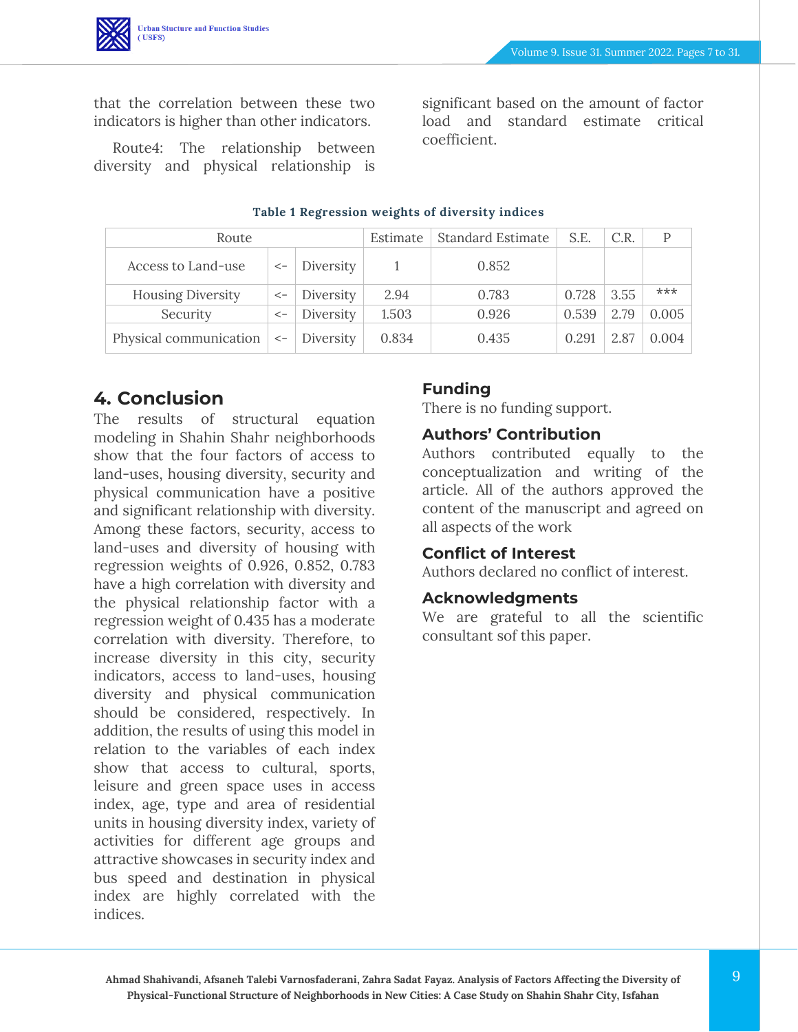that the correlation between these two indicators is higher than other indicators.

Route4: The relationship between diversity and physical relationship is significant based on the amount of factor load and standard estimate critical coefficient.

**Table 1 Regression weights of diversity indices**

| Route | | | Estimate | Standard Estimate | S.E. | C.R. | P |
|---|---|---|---|---|---|---|---|
| Access to Land-use | <- | Diversity | 1 | 0.852 | | | |
| Housing Diversity | <- | Diversity | 2.94 | 0.783 | 0.728 | 3.55 | *** |
| Security | <- | Diversity | 1.503 | 0.926 | 0.539 | 2.79 | 0.005 |
| Physical communication | <- | Diversity | 0.834 | 0.435 | 0.291 | 2.87 | 0.004 |

## 4. Conclusion

The results of structural equation modeling in Shahin Shahr neighborhoods show that the four factors of access to land-uses, housing diversity, security and physical communication have a positive and significant relationship with diversity. Among these factors, security, access to land-uses and diversity of housing with regression weights of 0.926, 0.852, 0.783 have a high correlation with diversity and the physical relationship factor with a regression weight of 0.435 has a moderate correlation with diversity. Therefore, to increase diversity in this city, security indicators, access to land-uses, housing diversity and physical communication should be considered, respectively. In addition, the results of using this model in relation to the variables of each index show that access to cultural, sports, leisure and green space uses in access index, age, type and area of residential units in housing diversity index, variety of activities for different age groups and attractive showcases in security index and bus speed and destination in physical index are highly correlated with the indices.

## Funding

There is no funding support.

## Authors' Contribution

Authors contributed equally to the conceptualization and writing of the article. All of the authors approved the content of the manuscript and agreed on all aspects of the work

## Conflict of Interest

Authors declared no conflict of interest.

## Acknowledgments

We are grateful to all the scientific consultant sof this paper.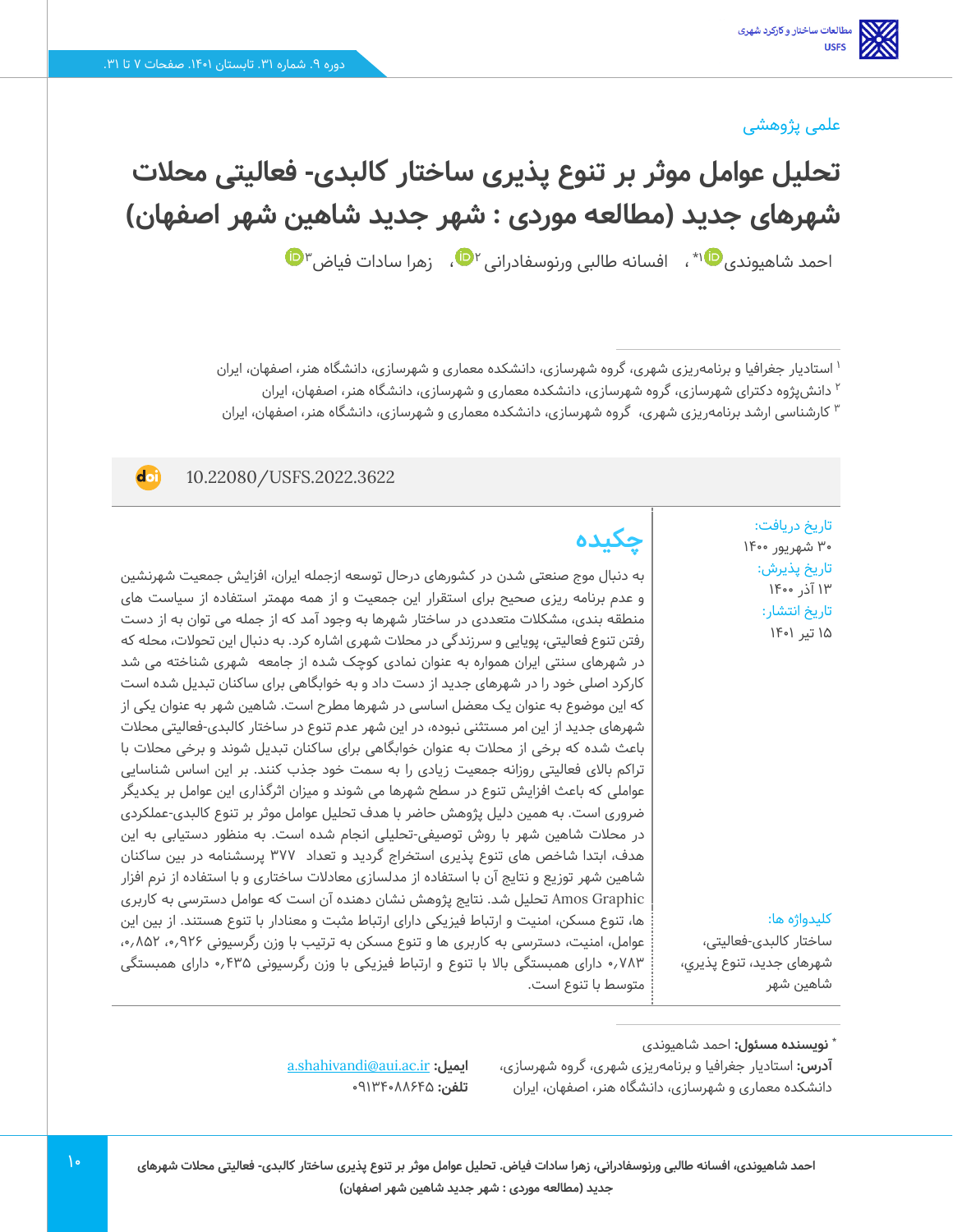علمی پژوهشی

# تحلیل عوامل موثر بر تنوع پذیری ساختار کالبدی- فعالیتی محلات شهرهای جدید (مطالعه موردی : شهر جدید شاهین شهر اصفهان)

احمد شاهیوندی[1*]، افسانه طالبی ورنوسفادرانی[2]، زهرا سادات فیاض[3]

[1] استادیار جغرافیا و برنامه‌ریزی شهری، گروه شهرسازی، دانشکده معماری و شهرسازی، دانشگاه هنر، اصفهان، ایران
[2] دانش‌پژوه دکترای شهرسازی، گروه شهرسازی، دانشکده معماری و شهرسازی، دانشگاه هنر، اصفهان، ایران
[3] کارشناسی ارشد برنامه‌ریزی شهری، گروه شهرسازی، دانشکده معماری و شهرسازی، دانشگاه هنر، اصفهان، ایران

10.22080/USFS.2022.3622

تاریخ دریافت:
۳۰ شهریور ۱۴۰۰
تاریخ پذیرش:
۱۳ آذر ۱۴۰۰
تاریخ انتشار:
۱۵ تیر ۱۴۰۱

## چکیده

به دنبال موج صنعتی شدن در کشورهای درحال توسعه ازجمله ایران، افزایش جمعیت شهرنشین و عدم برنامه ریزی صحیح برای استقرار این جمعیت و از همه مهمتر استفاده از سیاست های منطقه بندی، مشکلات متعددی در ساختار شهرها به وجود آمد که از جمله می توان به از دست رفتن تنوع فعالیتی، پویایی و سرزندگی در محلات شهری اشاره کرد. به دنبال این تحولات، محله که در شهرهای سنتی ایران همواره به عنوان نمادی کوچک شده از جامعه شهری شناخته می شد کارکرد اصلی خود را در شهرهای جدید از دست داد و به خوابگاهی برای ساکنان تبدیل شده است که این موضوع به عنوان یک معضل اساسی در شهرها مطرح است. شاهین شهر به عنوان یکی از شهرهای جدید از این امر مستثنی نبوده، در این شهر عدم تنوع در ساختار کالبدی-فعالیتی محلات باعث شده که برخی از محلات به عنوان خوابگاهی برای ساکنان تبدیل شوند و برخی محلات با تراکم بالای فعالیت روزانه جمعیت زیادی را به سمت خود جذب کنند. بر این اساس شناسایی عواملی که باعث افزایش تنوع در سطح شهرها می شوند و میزان اثرگذاری این عوامل بر یکدیگر ضروری است. به همین دلیل پژوهش حاضر با هدف تحلیل عوامل موثر بر تنوع کالبدی-عملکردی در محلات شاهین شهر با روش توصیفی-تحلیلی انجام شده است. به منظور دستیابی به این هدف، ابتدا شاخص های تنوع پذیری استخراج گردید و تعداد ۳۷۷ پرسشنامه در بین ساکنان شاهین شهر توزیع و نتایج آن با استفاده از مدلسازی معادلات ساختاری و با استفاده از نرم افزار Amos Graphic تحلیل شد. نتایج پژوهش نشان دهنده آن است که عوامل دسترسی به کاربری ها، تنوع مسکن، امنیت و ارتباط فیزیکی دارای ارتباط مثبت و معنادار با تنوع هستند. از بین این عوامل، امنیت، دسترسی به کاربری ها و تنوع مسکن به ترتیب با وزن رگرسیونی ۰٫۹۲۶، ۰٫۸۵۲، ۰٫۷۸۳ دارای همبستگی بالا با تنوع و ارتباط فیزیکی با وزن رگرسیونی ۰٫۴۳۵ دارای همبستگی متوسط با تنوع است.

کلیدواژه ها:
ساختار کالبدی-فعالیتی، شهرهای جدید، تنوع پذیري، شاهین شهر

* **نویسنده مسئول:** احمد شاهیوندی
**آدرس:** استادیار جغرافیا و برنامه‌ریزی شهری، گروه شهرسازی، دانشکده معماری و شهرسازی، دانشگاه هنر، اصفهان، ایران
**ایمیل:** a.shahivandi@aui.ac.ir
**تلفن:** ۰۹۱۳۴۰۸۸۶۴۵

احمد شاهیوندی، افسانه طالبی ورنوسفادرانی، زهرا سادات فیاض. تحلیل عوامل موثر بر تنوع پذیری ساختار کالبدی- فعالیتی محلات شهرهای جدید (مطالعه موردی : شهر جدید شاهین شهر اصفهان)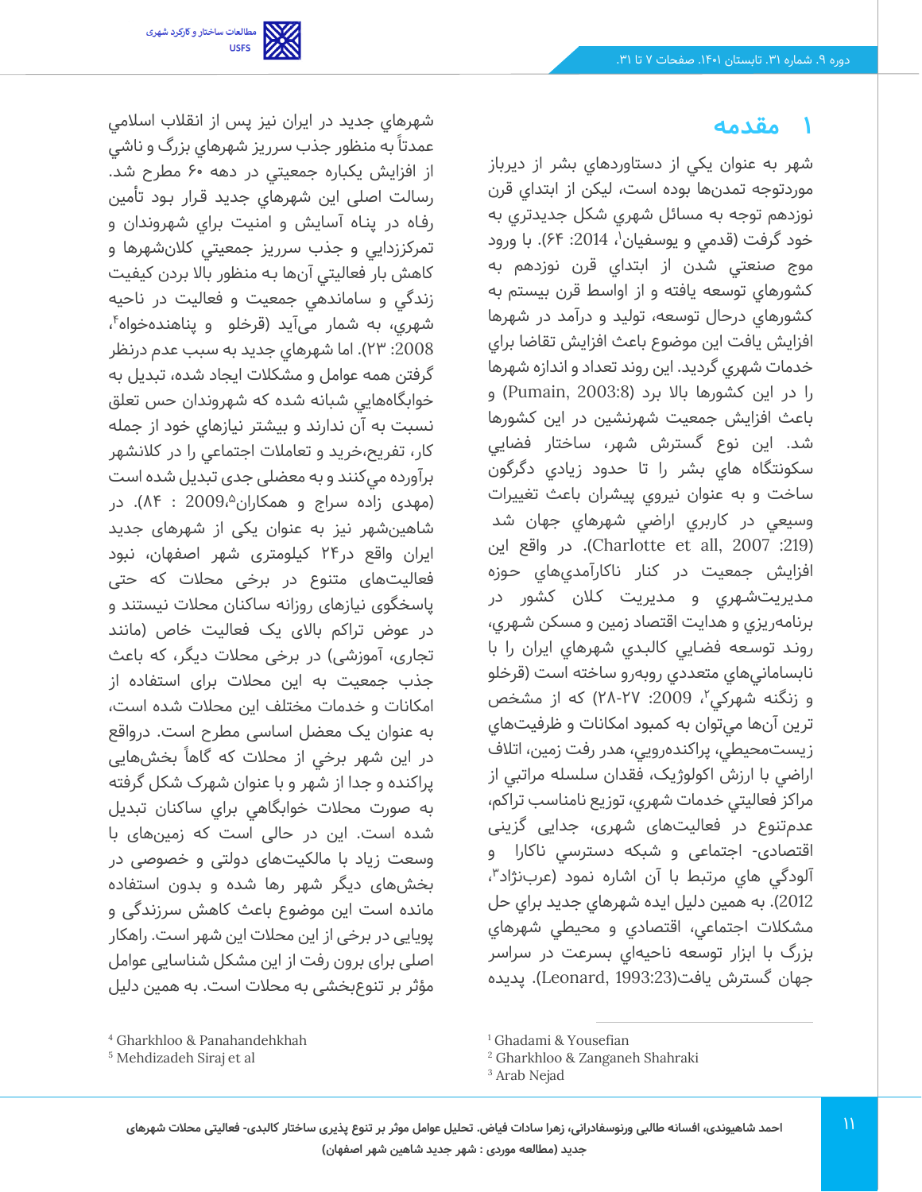# ۱ مقدمه

شهر به عنوان يكي از دستاوردهاي بشر از ديرباز موردتوجه تمدن‌ها بوده است، ليكن از ابتداي قرن نوزدهم توجه به مسائل شهري شكل جديدتري به خود گرفت (قدمي و يوسفيان[1]، 2014: ۶۴). با ورود موج صنعتي شدن از ابتداي قرن نوزدهم به كشورهاي توسعه يافته و از اواسط قرن بيستم به كشورهاي درحال توسعه، توليد و درآمد در شهرها افزايش يافت اين موضوع باعث افزايش تقاضا براي خدمات شهري گرديد. اين روند تعداد و اندازه شهرها را در اين كشورها بالا برد (Pumain, 2003:8) و باعث افزايش جمعيت شهرنشين در اين كشورها شد. اين نوع گسترش شهر، ساختار فضايي سكونتگاه هاي بشر را تا حدود زيادي دگرگون ساخت و به عنوان نيروي پيشران باعث تغييرات وسيعي در كاربري اراضي شهرهاي جهان شد (Charlotte et all, 2007 :219). در واقع اين افزايش جمعيت در كنار ناكارآمدي‌هاي حوزه مديريت‌شهري و مديريت كلان كشور در برنامه‌ريزي و هدايت اقتصاد زمين و مسكن شهري، روند توسعه فضايي كالبدي شهرهاي ايران را با نابسامانيهاي متعددي روبه‌رو ساخته است (قرخلو و زنگنه شهركي[2]، 2009: ۲۷-۲۸) كه از مشخص ترين آن‌ها مي‌توان به كمبود امكانات و ظرفيت‌هاي زيست‌محيطي، پراكنده‌رويي، هدر رفت زمين، اتلاف اراضي با ارزش اكولوژيك، فقدان سلسله مراتبي از مراكز فعاليتي خدمات شهري، توزيع نامناسب تراكم، عدم‌تنوع در فعاليت‌هاي شهري، جدايي گزيني اقتصادي- اجتماعي و شبكه دسترسي ناكارا و آلودگي هاي مرتبط با آن اشاره نمود (عرب‌نژاد[3]، 2012). به همين دليل ايده شهرهاي جديد براي حل مشكلات اجتماعي، اقتصادي و محيطي شهرهاي بزرگ با ابزار توسعه ناحيه‌اي بسرعت در سراسر جهان گسترش يافت(Leonard, 1993:23). پديده شهرهاي جديد در ايران نيز پس از انقلاب اسلامي عمدتاً به منظور جذب سرريز شهرهاي بزرگ و ناشي از افزايش يكباره جمعيتي در دهه ۶۰ مطرح شد. رسالت اصلی اين شهرهاي جديد قرار بود تأمين رفاه در پناه آسايش و امنيت براي شهروندان و تمركززدايي و جذب سرريز جمعيتي كلان‌شهرها و كاهش بار فعاليتي آن‌ها به منظور بالا بردن كيفيت زندگي و ساماندهي جمعيت و فعاليت در ناحيه شهري، به شمار مي‌آيد (قرخلو و پناهنده‌خواه[4]، 2008: ۲۳). اما شهرهاي جديد به سبب عدم درنظر گرفتن همه عوامل و مشكلات ايجاد شده، تبديل به خوابگاههايي شبانه شده كه شهروندان حس تعلق نسبت به آن ندارند و بيشتر نيازهاي خود از جمله كار، تفريح،خريد و تعاملات اجتماعي را در كلانشهر برآورده مي‌كنند و به معضلی جدی تبدیل شده است (مهدی زاده سراج و همکاران[5]،2009 : ۸۴). در شاهین‌شهر نیز به عنوان یکی از شهرهای جدید ایران واقع در۲۴ کیلومتری شهر اصفهان، نبود فعالیت‌های متنوع در برخی محلات که حتی پاسخگوی نیازهای روزانه ساکنان محلات نیستند و در عوض تراکم بالای یک فعالیت خاص (مانند تجاری، آموزشی) در برخی محلات دیگر، که باعث جذب جمعیت به این محلات برای استفاده از امکانات و خدمات مختلف این محلات شده است، به عنوان یک معضل اساسی مطرح است. درواقع در این شهر برخي از محلات که گاهاً بخش‌هایی پراکنده و جدا از شهر و با عنوان شهرک شکل گرفته به صورت محلات خوابگاهي براي ساكنان تبديل شده است. این در حالی است که زمین‌های با وسعت زیاد با مالکیت‌های دولتی و خصوصی در بخش‌های دیگر شهر رها شده و بدون استفاده مانده است این موضوع باعث کاهش سرزندگی و پویایی در برخی از این محلات این شهر است. راهکار اصلی برای برون رفت از این مشکل شناسایی عوامل مؤثر بر تنوع‌بخشی به محلات است. به همین دلیل

---

[1] Ghadami & Yousefian
[2] Gharkhloo & Zanganeh Shahraki
[3] Arab Nejad
[4] Gharkhloo & Panahandehkhah
[5] Mehdizadeh Siraj et al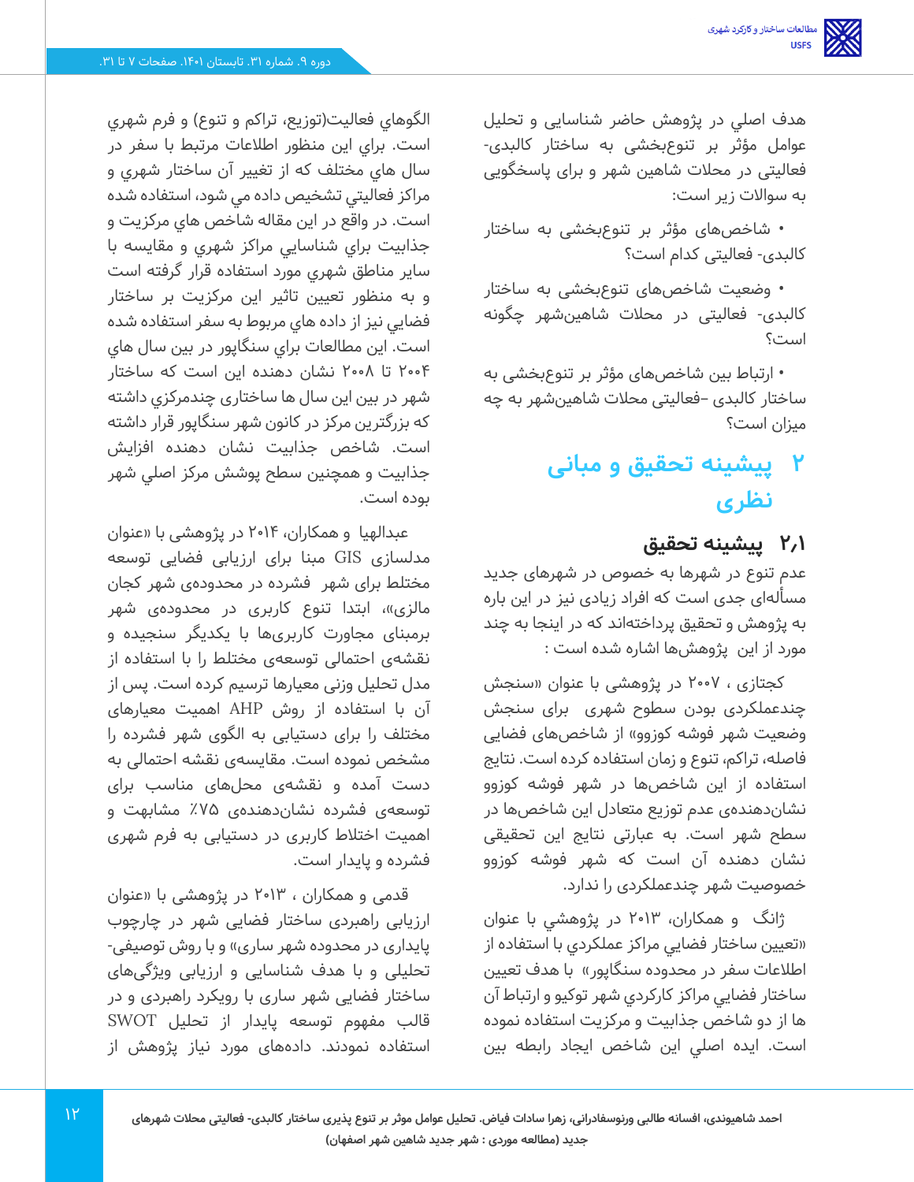هدف اصلي در پژوهش حاضر شناسايي و تحليل عوامل مؤثر بر تنوع‌بخشی به ساختار کالبدی- فعالیتی در محلات شاهین شهر و برای پاسخگويي به سوالات زیر است:

• شاخص‌های مؤثر بر تنوع‌بخشی به ساختار کالبدی- فعالیتی کدام است؟

• وضعیت شاخص‌های تنوع‌بخشی به ساختار کالبدی- فعالیتی در محلات شاهین‌شهر چگونه است؟

• ارتباط بین شاخص‌های مؤثر بر تنوع‌بخشی به ساختار کالبدی –فعالیتی محلات شاهین‌شهر به چه میزان است؟

# ۲ پیشینه تحقیق و مبانی نظری

## ۲٫۱ پیشینه تحقیق

عدم تنوع در شهرها به خصوص در شهرهای جدید مسأله‌ای جدی است که افراد زیادی نیز در این باره به پژوهش و تحقیق پرداخته‌اند که در اینجا به چند مورد از این پژوهش‌ها اشاره شده است :

کجتازی ، ۲۰۰۷ در پژوهشی با عنوان «سنجش چندعملکردی بودن سطوح شهری برای سنجش وضعیت شهر فوشه کوزوو» از شاخص‌های فضایی فاصله، تراکم، تنوع و زمان استفاده کرده است. نتایج استفاده از این شاخص‌ها در شهر فوشه کوزوو نشان‌دهنده‌ی عدم توزیع متعادل این شاخص‌ها در سطح شهر است. به عبارتی نتایج این تحقیقی نشان دهنده آن است که شهر فوشه کوزوو خصوصیت شهر چندعملکردی را ندارد.

ژانگ و همکاران، ۲۰۱۳ در پژوهشي با عنوان «تعيين ساختار فضايي مراكز عملكردي با استفاده از اطلاعات سفر در محدوده سنگاپور» با هدف تعيين ساختار فضايي مراكز كاركردي شهر توكيو و ارتباط آن ها از دو شاخص جذابيت و مركزيت استفاده نموده است. ايده اصلي اين شاخص ايجاد رابطه بين الگوهاي فعاليت(توزيع، تراكم و تنوع) و فرم شهري است. براي اين منظور اطلاعات مرتبط با سفر در سال هاي مختلف كه از تغيير آن ساختار شهري و مراكز فعاليتي تشخيص داده مي شود، استفاده شده است. در واقع در اين مقاله شاخص هاي مركزيت و جذابيت براي شناسايي مراكز شهري و مقايسه با ساير مناطق شهري مورد استفاده قرار گرفته است و به منظور تعيين تاثير اين مركزيت بر ساختار فضايي نيز از داده هاي مربوط به سفر استفاده شده است. اين مطالعات براي سنگاپور در بين سال هاي ۲۰۰۴ تا ۲۰۰۸ نشان دهنده اين است كه ساختار شهر در بين اين سال ها ساختاري چندمركزي داشته كه بزرگترين مركز در كانون شهر سنگاپور قرار داشته است. شاخص جذابيت نشان دهنده افزايش جذابيت و همچنين سطح پوشش مركز اصلي شهر بوده است.

عبدالهيا و همکاران، ۲۰۱۴ در پژوهشی با «عنوان مدلسازی GIS مبنا برای ارزیابی فضایی توسعه مختلط برای شهر فشرده در محدوده‌ی شهر کجان مالزی»، ابتدا تنوع کاربری در محدوده‌ی شهر برمبنای مجاورت کاربری‌ها با یکدیگر سنجیده و نقشه‌ی احتمالی توسعه‌ی مختلط را با استفاده از مدل تحلیل وزنی معیارها ترسیم کرده است. پس از آن با استفاده از روش AHP اهمیت معیارهای مختلف را برای دستیابی به الگوی شهر فشرده را مشخص نموده است. مقایسه‌ی نقشه احتمالی به دست آمده و نقشه‌ی محل‌های مناسب برای توسعه‌ی فشرده نشان‌دهنده‌ی ۷۵٪ مشابهت و اهمیت اختلاط کاربری در دستیابی به فرم شهری فشرده و پایدار است.

قدمی و همکاران ، ۲۰۱۳ در پژوهشی با «عنوان ارزیابی راهبردی ساختار فضایی شهر در چارچوب پایداری در محدوده شهر ساری» و با روش توصیفی-تحلیلی و با هدف شناسایی و ارزیابی ویژگی‌های ساختار فضایی شهر ساری با رویکرد راهبردی و در قالب مفهوم توسعه پایدار از تحلیل SWOT استفاده نمودند. داده‌های مورد نیاز پژوهش از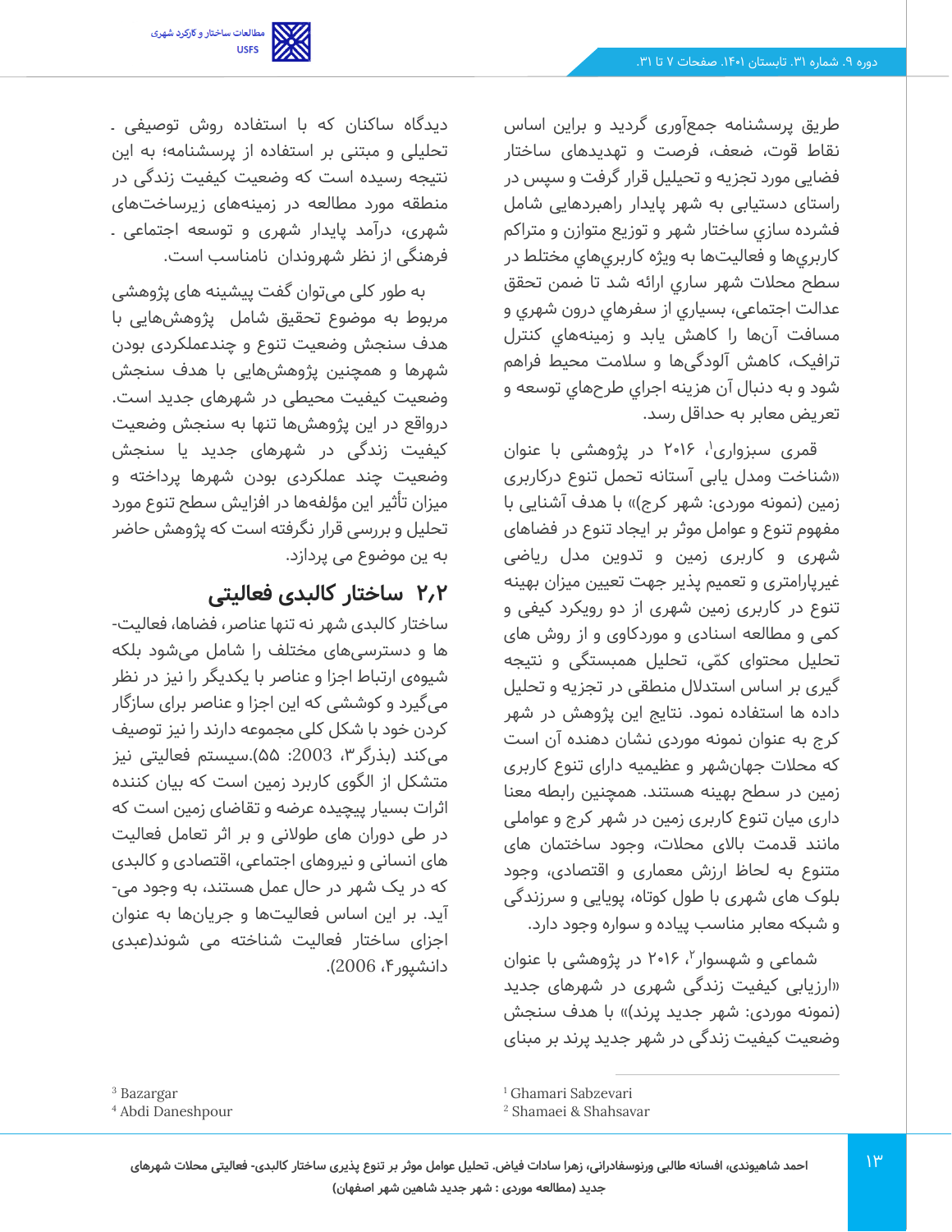طریق پرسشنامه جمع‌آوری گردید و براین اساس نقاط قوت، ضعف، فرصت و تهدیدهای ساختار فضایی مورد تجزیه و تحلیل قرار گرفت و سپس در راستای دستیابی به شهر پایدار راهبردهایی شامل فشرده سازي ساختار شهر و توزیع متوازن و متراکم کاربري‌ها و فعالیت‌ها به ویژه کاربري‌هاي مختلط در سطح محلات شهر ساري ارائه شد تا ضمن تحقق عدالت اجتماعی، بسیاري از سفرهاي درون شهري و مسافت آن‌ها را کاهش یابد و زمینه‌هاي کنترل ترافیک، کاهش آلودگی‌ها و سلامت محیط فراهم شود و به دنبال آن هزینه اجراي طرح‌هاي توسعه و تعریض معابر به حداقل رسد.

قمری سبزواری[1]، ۲۰۱۶ در پژوهشی با عنوان «شناخت ومدل یابی آستانه تحمل تنوع درکاربری زمین (نمونه موردی: شهر کرج)» با هدف آشنایی با مفهوم تنوع و عوامل موثر بر ایجاد تنوع در فضاهای شهری و کاربری زمین و تدوین مدل ریاضی غیرپارامتری و تعمیم پذیر جهت تعیین میزان بهینه تنوع در کاربری زمین شهری از دو رویکرد کیفی و کمی و مطالعه اسنادی و موردکاوی و از روش های تحلیل محتوای کمّی، تحلیل همبستگی و نتیجه گیری بر اساس استدلال منطقی در تجزیه و تحلیل داده ها استفاده نمود. نتایج این پژوهش در شهر کرج به عنوان نمونه موردی نشان دهنده آن است که محلات جهان‌شهر و عظیمیه دارای تنوع کاربری زمین در سطح بهینه هستند. همچنین رابطه معنا داری میان تنوع کاربری زمین در شهر کرج و عواملی مانند قدمت بالای محلات، وجود ساختمان های متنوع به لحاظ ارزش معماری و اقتصادی، وجود بلوک های شهری با طول کوتاه، پویایی و سرزندگی و شبکه معابر مناسب پیاده و سواره وجود دارد.

شماعی و شهسوار[2]، ۲۰۱۶ در پژوهشی با عنوان «ارزیابی کیفیت زندگی شهری در شهرهای جدید (نمونه موردی: شهر جدید پرند)» با هدف سنجش وضعیت کیفیت زندگی در شهر جدید پرند بر مبنای دیدگاه ساکنان که با استفاده روش توصیفی ـ تحلیلی و مبتنی بر استفاده از پرسشنامه؛ به این نتیجه رسیده است که وضعیت کیفیت زندگی در منطقه مورد مطالعه در زمینه‌های زیرساخت‌های شهری، درآمد پایدار شهری و توسعه اجتماعی ـ فرهنگی از نظر شهروندان نامناسب است.

به طور کلی می‌توان گفت پیشینه های پژوهشی مربوط به موضوع تحقیق شامل پژوهش‌هایی با هدف سنجش وضعیت تنوع و چندعملکردی بودن شهرها و همچنین پژوهش‌هایی با هدف سنجش وضعیت کیفیت محیطی در شهرهای جدید است. درواقع در این پژوهش‌ها تنها به سنجش وضعیت کیفیت زندگی در شهرهای جدید یا سنجش وضعیت چند عملکردی بودن شهرها پرداخته و میزان تأثیر این مؤلفه‌ها در افزایش سطح تنوع مورد تحلیل و بررسی قرار نگرفته است که پژوهش حاضر به ین موضوع می پردازد.

## ۲،۲ ساختار کالبدی فعالیتی

ساختار کالبدی شهر نه تنها عناصر، فضاها، فعالیت-ها و دسترسی‌های مختلف را شامل می‌شود بلکه شیوه‌ی ارتباط اجزا و عناصر با یکدیگر را نیز در نظر می‌گیرد و کوششی که این اجزا و عناصر برای سازگار کردن خود با شکل کلی مجموعه دارند را نیز توصیف می‌کند (بذرگر[3]، 2003: ۵۵).سیستم فعالیتی نیز متشکل از الگوی کاربرد زمین است که بیان کننده اثرات بسیار پیچیده عرضه و تقاضای زمین است که در طی دوران های طولانی و بر اثر تعامل فعالیت های انسانی و نیروهای اجتماعی، اقتصادی و کالبدی که در یک شهر در حال عمل هستند، به وجود می-آید. بر این اساس فعالیت‌ها و جریان‌ها به عنوان اجزای ساختار فعالیت شناخته می شوند(عبدی دانشپور[4]، 2006).

---

[1] Ghamari Sabzevari
[2] Shamaei & Shahsavar
[3] Bazargar
[4] Abdi Daneshpour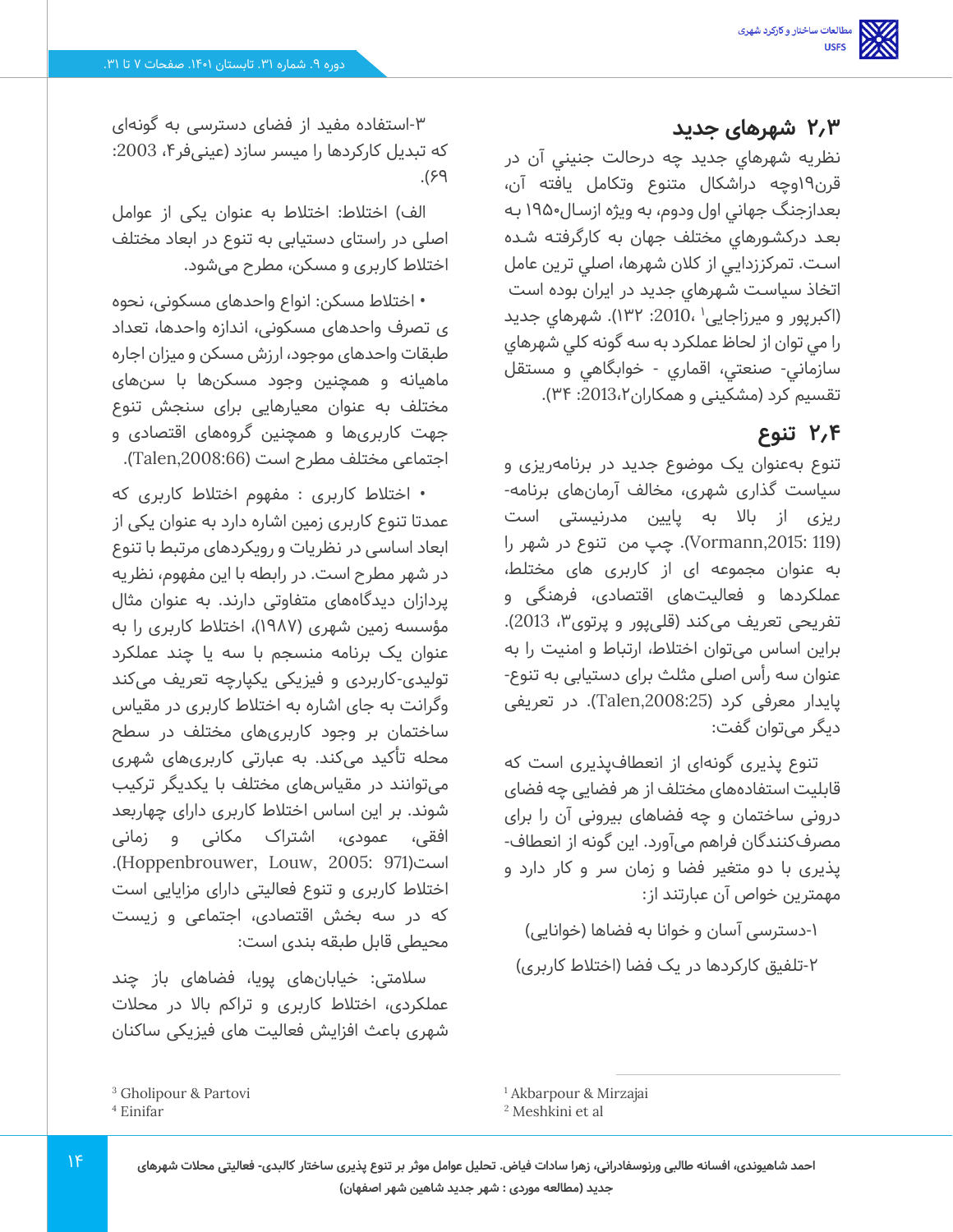## ۲,۳ شهرهای جدید

نظريه شهرهاي جديد چه درحالت جنيني آن در قرن۱۹وچه دراشكال متنوع وتكامل يافته آن، بعدازجنگ جهاني اول ودوم، به ويژه ازسال۱۹۵۰ به بعد دركشورهاي مختلف جهان به كارگرفته شده است. تمركززدايي از كلان شهرها، اصلي ترين عامل اتخاذ سياست شهرهاي جديد در ايران بوده است (اکبرپور و میرزاجایی[1] ،2010: ۱۳۲). شهرهاي جديد را مي توان از لحاظ عملكرد به سه گونه كلي شهرهاي سازماني- صنعتي، اقماري - خوابگاهي و مستقل تقسيم كرد (مشکینی و همکاران۲،2013: ۳۴).

## ۲,۴ تنوع

تنوع به‌عنوان یک موضوع جدید در برنامه‌ریزی و سیاست گذاری شهری، مخالف آرمان‌های برنامه-ریزی از بالا به پایین مدرنیستی است (Vormann,2015: 119). چپ من تنوع در شهر را به عنوان مجموعه ای از کاربری های مختلط، عملکردها و فعالیت‌های اقتصادی، فرهنگی و تفریحی تعریف می‌کند (قلی‌پور و پرتوی۳، 2013). براین اساس می‌توان اختلاط، ارتباط و امنیت را به عنوان سه رأس اصلی مثلث برای دستیابی به تنوع-پایدار معرفی کرد (Talen,2008:25). در تعریفی دیگر می‌توان گفت:

تنوع پذیری گونه‌ای از انعطاف‌پذیری است که قابلیت استفاده‌های مختلف از هر فضایی چه فضای درونی ساختمان و چه فضاهای بیرونی آن را برای مصرف‌کنندگان فراهم می‌آورد. این گونه از انعطاف-پذیری با دو متغیر فضا و زمان سر و کار دارد و مهمترین خواص آن عبارتند از:

۱-دسترسی آسان و خوانا به فضاها (خوانایی)

۲-تلفیق کارکردها در یک فضا (اختلاط کاربری)

۳-استفاده مفید از فضای دسترسی به گونه‌ای که تبدیل کارکردها را میسر سازد (عینی‌فر۴، 2003: ۶۹).

الف) اختلاط: اختلاط به عنوان یکی از عوامل اصلی در راستای دستیابی به تنوع در ابعاد مختلف اختلاط کاربری و مسکن، مطرح می‌شود.

• اختلاط مسکن: انواع واحدهای مسکونی، نحوه ی تصرف واحدهای مسکونی، اندازه واحدها، تعداد طبقات واحدهای موجود، ارزش مسکن و میزان اجاره ماهیانه و همچنین وجود مسکن‌ها با سن‌های مختلف به عنوان معیارهایی برای سنجش تنوع جهت کاربری‌ها و همچنین گروه‌های اقتصادی و اجتماعی مختلف مطرح است (Talen,2008:66).

• اختلاط کاربری : مفهوم اختلاط کاربری که عمدتا تنوع کاربری زمین اشاره دارد به عنوان یکی از ابعاد اساسی در نظریات و رویکردهای مرتبط با تنوع در شهر مطرح است. در رابطه با این مفهوم، نظریه پردازان دیدگاه‌های متفاوتی دارند. به عنوان مثال مؤسسه زمین شهری (۱۹۸۷)، اختلاط کاربری را به عنوان یک برنامه منسجم با سه یا چند عملکرد تولیدی-کاربردی و فیزیکی یکپارچه تعریف می‌کند وگرانت به جای اشاره به اختلاط کاربری در مقیاس ساختمان بر وجود کاربری‌های مختلف در سطح محله تأکید می‌کند. به عبارتی کاربری‌های شهری می‌توانند در مقیاس‌های مختلف با یکدیگر ترکیب شوند. بر این اساس اختلاط کاربری دارای چهاربعد افقی، عمودی، اشتراک مکانی و زمانی است(Hoppenbrouwer, Louw, 2005: 971). اختلاط کاربری و تنوع فعالیتی دارای مزایایی است که در سه بخش اقتصادی، اجتماعی و زیست محیطی قابل طبقه بندی است:

سلامتی: خیابان‌های پویا، فضاهای باز چند عملکردی، اختلاط کاربری و تراکم بالا در محلات شهری باعث افزایش فعالیت های فیزیکی ساکنان

---

[1] Akbarpour & Mirzajai
[2] Meshkini et al
[3] Gholipour & Partovi
[4] Einifar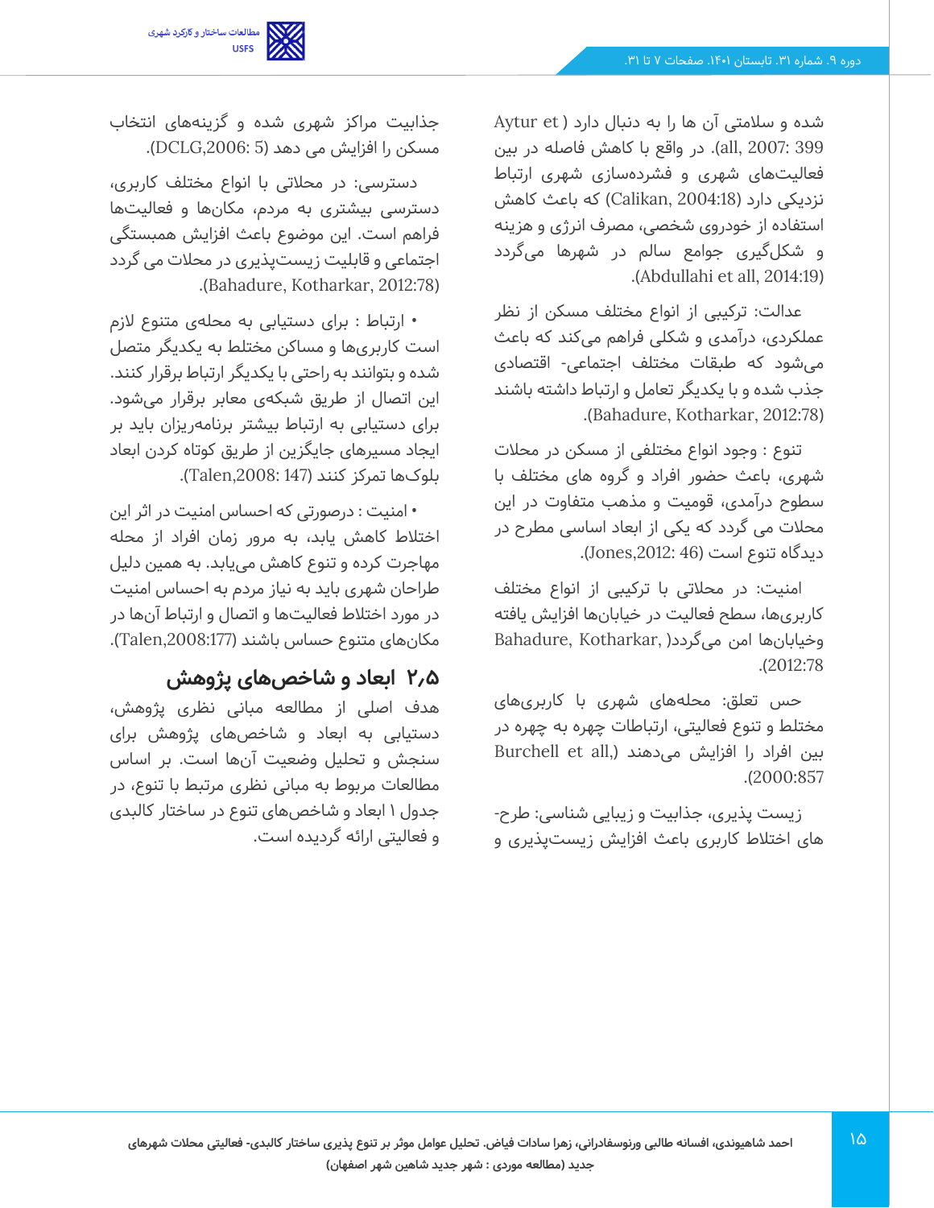شده و سلامتی آن ها را به دنبال دارد (Aytur et all, 2007: 399). در واقع با کاهش فاصله در بین فعالیت‌های شهری و فشرده‌سازی شهری ارتباط نزدیکی دارد (Calikan, 2004:18) که باعث کاهش استفاده از خودروی شخصی، مصرف انرژی و هزینه و شکل‌گیری جوامع سالم در شهرها می‌گردد (Abdullahi et all, 2014:19).

عدالت: ترکیبی از انواع مختلف مسکن از نظر عملکردی، درآمدی و شکلی فراهم می‌کند که باعث می‌شود که طبقات مختلف اجتماعی- اقتصادی جذب شده و با یکدیگر تعامل و ارتباط داشته باشند (Bahadure, Kotharkar, 2012:78).

تنوع : وجود انواع مختلفی از مسکن در محلات شهری، باعث حضور افراد و گروه های مختلف با سطوح درآمدی، قومیت و مذهب متفاوت در این محلات می گردد که یکی از ابعاد اساسی مطرح در دیدگاه تنوع است (Jones,2012: 46).

امنیت: در محلاتی با ترکیبی از انواع مختلف کاربری‌ها، سطح فعالیت در خیابان‌ها افزایش یافته وخیابان‌ها امن می‌گردد(Bahadure, Kotharkar, 2012:78).

حس تعلق: محله‌های شهری با کاربری‌های مختلط و تنوع فعالیتی، ارتباطات چهره به چهره در بین افراد را افزایش می‌دهند (Burchell et all, 2000:857).

زیست پذیری، جذابیت و زیبایی شناسی: طرح-های اختلاط کاربری باعث افزایش زیست‌پذیری و جذابیت مراکز شهری شده و گزینه‌های انتخاب مسکن را افزایش می دهد (DCLG,2006: 5).

دسترسی: در محلاتی با انواع مختلف کاربری، دسترسی بیشتری به مردم، مکان‌ها و فعالیت‌ها فراهم است. این موضوع باعث افزایش همبستگی اجتماعی و قابلیت زیست‌پذیری در محلات می گردد (Bahadure, Kotharkar, 2012:78).

• ارتباط : برای دستیابی به محله‌ی متنوع لازم است کاربری‌ها و مساکن مختلط به یکدیگر متصل شده و بتوانند به راحتی با یکدیگر ارتباط برقرار کنند. این اتصال از طریق شبکه‌ی معابر برقرار می‌شود. برای دستیابی به ارتباط بیشتر برنامه‌ریزان باید بر ایجاد مسیرهای جایگزین از طریق کوتاه کردن ابعاد بلوک‌ها تمرکز کنند (Talen,2008: 147).

• امنیت : درصورتی که احساس امنیت در اثر این اختلاط کاهش یابد، به مرور زمان افراد از محله مهاجرت کرده و تنوع کاهش می‌یابد. به همین دلیل طراحان شهری باید به نیاز مردم به احساس امنیت در مورد اختلاط فعالیت‌ها و اتصال و ارتباط آن‌ها در مکان‌های متنوع حساس باشند (Talen,2008:177).

## ۲٫۵ ابعاد و شاخص‌های پژوهش

هدف اصلی از مطالعه مبانی نظری پژوهش، دستیابی به ابعاد و شاخص‌های پژوهش برای سنجش و تحلیل وضعیت آن‌ها است. بر اساس مطالعات مربوط به مبانی نظری مرتبط با تنوع، در جدول ۱ ابعاد و شاخص‌های تنوع در ساختار کالبدی و فعالیتی ارائه گردیده است.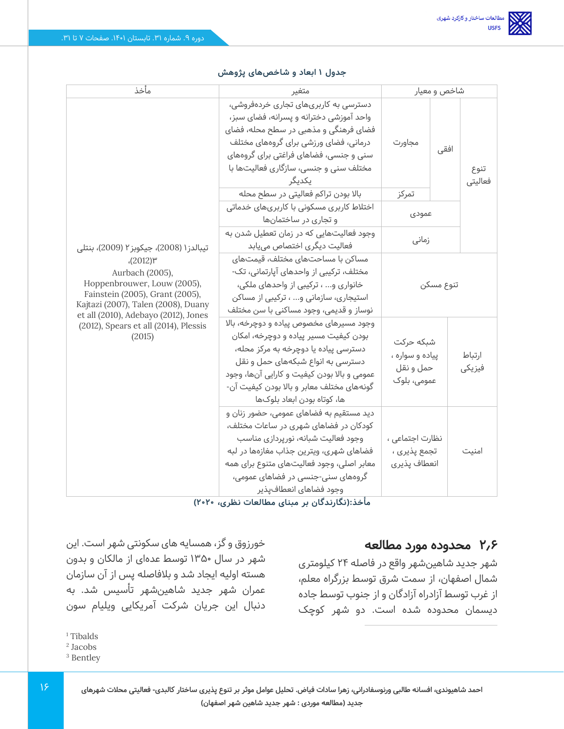**جدول ۱ ابعاد و شاخص‌های پژوهش**

| شاخص و معیار | | | متغیر | مأخذ |
|---|---|---|---|---|
| تنوع فعالیتی | افقی | مجاورت | دسترسی به کاربری‌های تجاری خرده‌فروشی، واحد آموزشی دخترانه و پسرانه، فضای سبز، فضای فرهنگی و مذهبی در سطح محله، فضای درمانی، فضای ورزشی برای گروه‌های مختلف سنی و جنسی، فضاهای فراغتی برای گروه‌های مختلف سنی و جنسی، سازگاری فعالیت‌ها با یکدیگر | تیبالدز[1] (2008)، جیکوبز[2] (2009)، بنتلی (2012)[3]، Aurbach (2005), Hoppenbrouwer, Louw (2005), Fainstein (2005), Grant (2005), Kajtazi (2007), Talen (2008), Duany et all (2010), Adebayo (2012), Jones (2012), Spears et all (2014), Plessis (2015) |
| | | تمرکز | بالا بودن تراکم فعالیتی در سطح محله | |
| | عمودی | | اختلاط کاربری مسکونی با کاربری‌های خدماتی و تجاری در ساختمان‌ها | |
| | زمانی | | وجود فعالیت‌هایی که در زمان تعطیل شدن به فعالیت دیگری اختصاص می‌یابد | |
| تنوع مسکن | | | مساکن با مساحت‌های مختلف، قیمت‌های مختلف، ترکیبی از واحدهای آپارتمانی، تک-خانواری و... ، ترکیبی از واحدهای ملکی، استیجاری، سازمانی و... ، ترکیبی از مساکن نوساز و قدیمی، وجود مساکنی با سن مختلف | |
| ارتباط فیزیکی | شبکه حرکت پیاده و سواره ، حمل و نقل عمومی، بلوک | | وجود مسیرهای مخصوص پیاده و دوچرخه، بالا بودن کیفیت مسیر پیاده و دوچرخه، امکان دسترسی پیاده یا دوچرخه به مرکز محله، دسترسی به انواع شبکه‌های حمل و نقل عمومی و بالا بودن کیفیت و کارایی آن‌ها، وجود گونه‌های مختلف معابر و بالا بودن کیفیت آن-ها، کوتاه بودن ابعاد بلوک‌ها | |
| امنیت | نظارت اجتماعی ، تجمع پذیری ، انعطاف پذیری | | دید مستقیم به فضاهای عمومی، حضور زنان و کودکان در فضاهای شهری در ساعات مختلف، وجود فعالیت شبانه، نورپردازی مناسب فضاهای شهری، ویترین جذاب مغازه‌ها در لبه معابر اصلی، وجود فعالیت‌های متنوع برای همه گروه‌های سنی-جنسی در فضاهای عمومی، وجود فضاهای انعطاف‌پذیر | |

**مأخذ:(نگارندگان بر مبنای مطالعات نظری، ۲۰۲۰)**

## ۲٫۶ محدوده مورد مطالعه

شهر جدید شاهین‌شهر واقع در فاصله ۲۴ کیلومتری شمال اصفهان، از سمت شرق توسط بزرگراه معلم، از غرب توسط آزادراه آزادگان و از جنوب توسط جاده دیسمان محدوده شده است. دو شهر کوچک خورزوق و گز، همسایه های سکونتی شهر است. این شهر در سال ۱۳۵۰ توسط عده‌ای از مالکان و بدون هسته اولیه ایجاد شد و بلافاصله پس از آن سازمان عمران شهر جدید شاهین‌شهر تأسیس شد. به دنبال این جریان شرکت آمریکایی ویلیام سون

---

[1] Tibalds
[2] Jacobs
[3] Bentley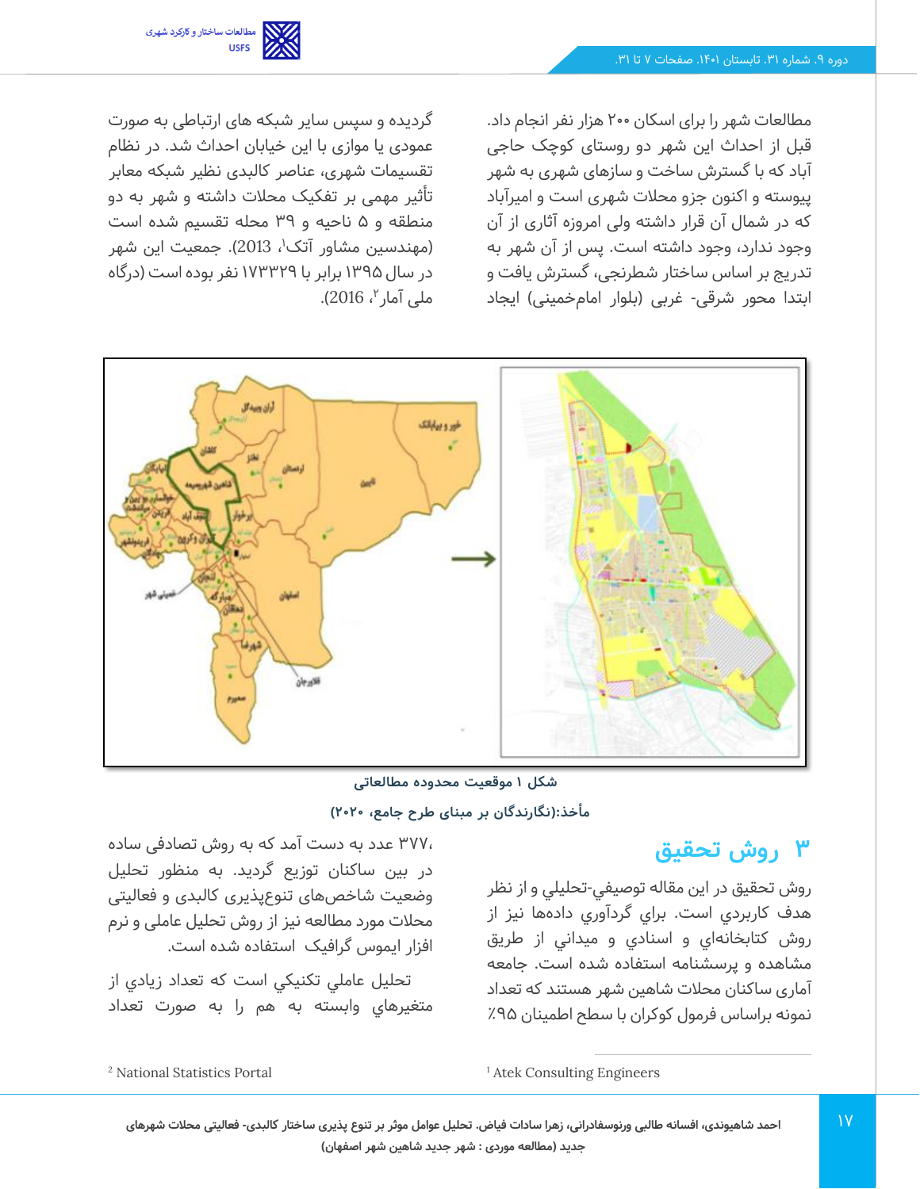مطالعات شهر را برای اسکان ۲۰۰ هزار نفر انجام داد. قبل از احداث این شهر دو روستای کوچک حاجی آباد که با گسترش ساخت و سازهای شهری به شهر پیوسته و اکنون جزو محلات شهری است و امیرآباد که در شمال آن قرار داشته ولی امروزه آثاری از آن وجود ندارد، وجود داشته است. پس از آن شهر به تدریج بر اساس ساختار شطرنجی، گسترش یافت و ابتدا محور شرقی- غربی (بلوار امامخمینی) ایجاد گردیده و سپس سایر شبکه های ارتباطی به صورت عمودی یا موازی با این خیابان احداث شد. در نظام تقسیمات شهری، عناصر کالبدی نظیر شبکه معابر تأثیر مهمی بر تفکیک محلات داشته و شهر به دو منطقه و ۵ ناحیه و ۳۹ محله تقسیم شده است (مهندسین مشاور آتک[1]، 2013). جمعیت این شهر در سال ۱۳۹۵ برابر با ۱۷۳۳۲۹ نفر بوده است (درگاه ملی آمار[2]، 2016).

**شکل ۱ موقعیت محدوده مطالعاتی**

**مأخذ:(نگارندگان بر مبنای طرح جامع، ۲۰۲۰)**

## ۳ روش تحقیق

روش تحقیق در این مقاله توصیفي-تحلیلي و از نظر هدف کاربردي است. براي گردآوري دادهها نیز از روش کتابخانهاي و اسنادي و میداني از طریق مشاهده و پرسشنامه استفاده شده است. جامعه آماری ساکنان محلات شاهین شهر هستند که تعداد نمونه براساس فرمول کوکران با سطح اطمینان ٪۹۵، ۳۷۷ عدد به دست آمد که به روش تصادفی ساده در بین ساکنان توزیع گردید. به منظور تحلیل وضعیت شاخص‌های تنوع‌پذیری کالبدی و فعالیتی محلات مورد مطالعه نیز از روش تحلیل عاملی و نرم افزار ایموس گرافیک استفاده شده است.

تحلیل عاملي تکنیکي است که تعداد زیادي از متغیرهاي وابسته به هم را به صورت تعداد

[1] Atek Consulting Engineers

[2] National Statistics Portal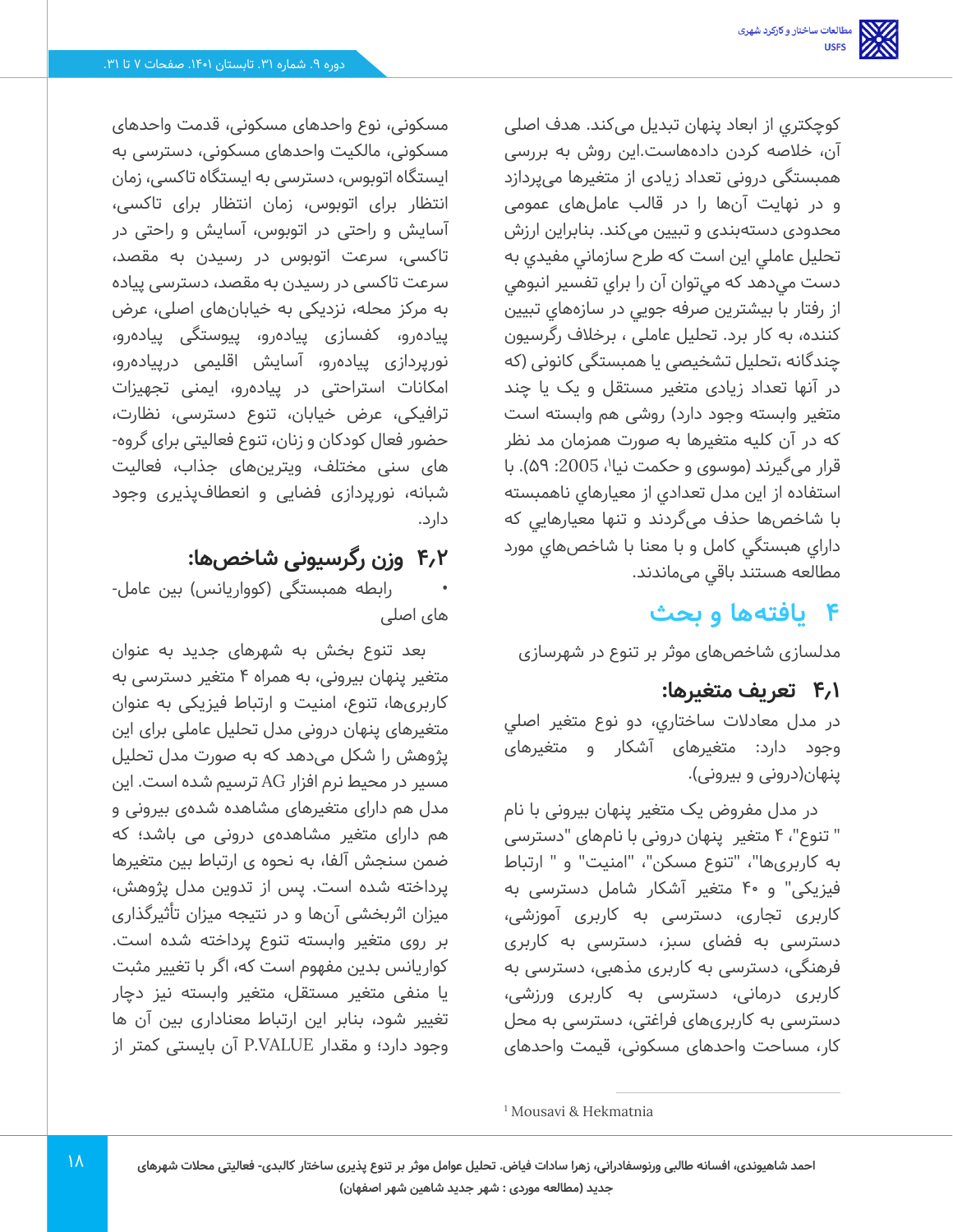کوچکتري از ابعاد پنهان تبدیل می‌کند. هدف اصلی آن، خلاصه کردن داده‌هاست.این روش به بررسی همبستگی درونی تعداد زیادی از متغیرها می‌پردازد و در نهایت آن‌ها را در قالب عامل‌های عمومی محدودی دسته‌بندی و تبیین می‌کند. بنابراین ارزش تحلیل عاملي اين است كه طرح سازماني مفيدي به دست مي‌دهد كه مي‌توان آن را براي تفسير انبوهي از رفتار با بيشترين صرفه جويي در سازه‌هاي تبيين كننده، به كار برد. تحلیل عاملی ، برخلاف رگرسیون چندگانه ،تحلیل تشخیصی یا همبستگی کانونی (که در آنها تعداد زیادی متغیر مستقل و یک یا چند متغیر وابسته وجود دارد) روشی هم وابسته است که در آن کلیه متغیرها به صورت همزمان مد نظر قرار می‌گیرند (موسوی و حکمت نیا[1]، 2005: ۵۹). با استفاده از اين مدل تعدادي از معيارهاي ناهمبسته با شاخص‌ها حذف مي‌گردند و تنها معيارهايي كه داراي هبستگي كامل و با معنا با شاخص‌هاي مورد مطالعه هستند باقي مي‌ماندند.

## ۴ یافته‌ها و بحث

مدلسازی شاخص‌های موثر بر تنوع در شهرسازی

### ۴٫۱ تعریف متغیرها:

در مدل معادلات ساختاري، دو نوع متغير اصلي وجود دارد: متغيرهاى آشكار و متغيرهاى پنهان(درونی و بیرونی).

در مدل مفروض یک متغیر پنهان بیرونی با نام " تنوع"، ۴ متغیر پنهان درونی با نام‌های "دسترسی به کاربری‌ها"، "تنوع مسکن"، "امنیت" و " ارتباط فیزیکی" و ۴۰ متغیر آشکار شامل دسترسی به کاربری تجاری، دسترسی به کاربری آموزشی، دسترسی به فضای سبز، دسترسی به کاربری فرهنگی، دسترسی به کاربری مذهبی، دسترسی به کاربری درمانی، دسترسی به کاربری ورزشی، دسترسی به کاربری‌های فراغتی، دسترسی به محل کار، مساحت واحدهای مسکونی، قیمت واحدهای مسکونی، نوع واحدهای مسکونی، قدمت واحدهای مسکونی، مالکیت واحدهای مسکونی، دسترسی به ایستگاه اتوبوس، دسترسی به ایستگاه تاکسی، زمان انتظار برای اتوبوس، زمان انتظار برای تاکسی، آسایش و راحتی در اتوبوس، آسایش و راحتی در تاکسی، سرعت اتوبوس در رسیدن به مقصد، سرعت تاکسی در رسیدن به مقصد، دسترسی پیاده به مرکز محله، نزدیکی به خیابان‌های اصلی، عرض پیاده‌رو، کفسازی پیاده‌رو، پیوستگی پیاده‌رو، نورپردازی پیاده‌رو، آسایش اقلیمی درپیاده‌رو، امکانات استراحتی در پیاده‌رو، ایمنی تجهیزات ترافیکی، عرض خیابان، تنوع دسترسی، نظارت، حضور فعال کودکان و زنان، تنوع فعالیت برای گروه‌های سنی مختلف، ویترین‌های جذاب، فعالیت شبانه، نورپردازی فضایی و انعطاف‌پذیری وجود دارد.

### ۴٫۲ وزن رگرسیونی شاخص‌ها:

- رابطه همبستگی (کوواریانس) بین عامل‌های اصلی

بعد تنوع بخش به شهرهای جدید به عنوان متغیر پنهان بیرونی، به همراه ۴ متغیر دسترسی به کاربری‌ها، تنوع، امنیت و ارتباط فیزیکی به عنوان متغیرهای پنهان درونی مدل تحلیل عاملی برای این پژوهش را شکل می‌دهد که به صورت مدل تحلیل مسیر در محیط نرم افزار AG ترسیم شده است. این مدل هم دارای متغیرهای مشاهده شده‌ی بیرونی و هم دارای متغیر مشاهده‌ی درونی می باشد؛ که ضمن سنجش آلفا، به نحوه ی ارتباط بین متغیرها پرداخته شده است. پس از تدوین مدل پژوهش، میزان اثربخشی آن‌ها و در نتیجه میزان تأثیرگذاری بر روی متغیر وابسته تنوع پرداخته شده است. کواریانس بدین مفهوم است که، اگر با تغییر مثبت یا منفی متغیر مستقل، متغیر وابسته نیز دچار تغییر شود، بنابر این ارتباط معناداری بین آن ها وجود دارد؛ و مقدار P.VALUE آن بایستی کمتر از

---

[1] Mousavi & Hekmatnia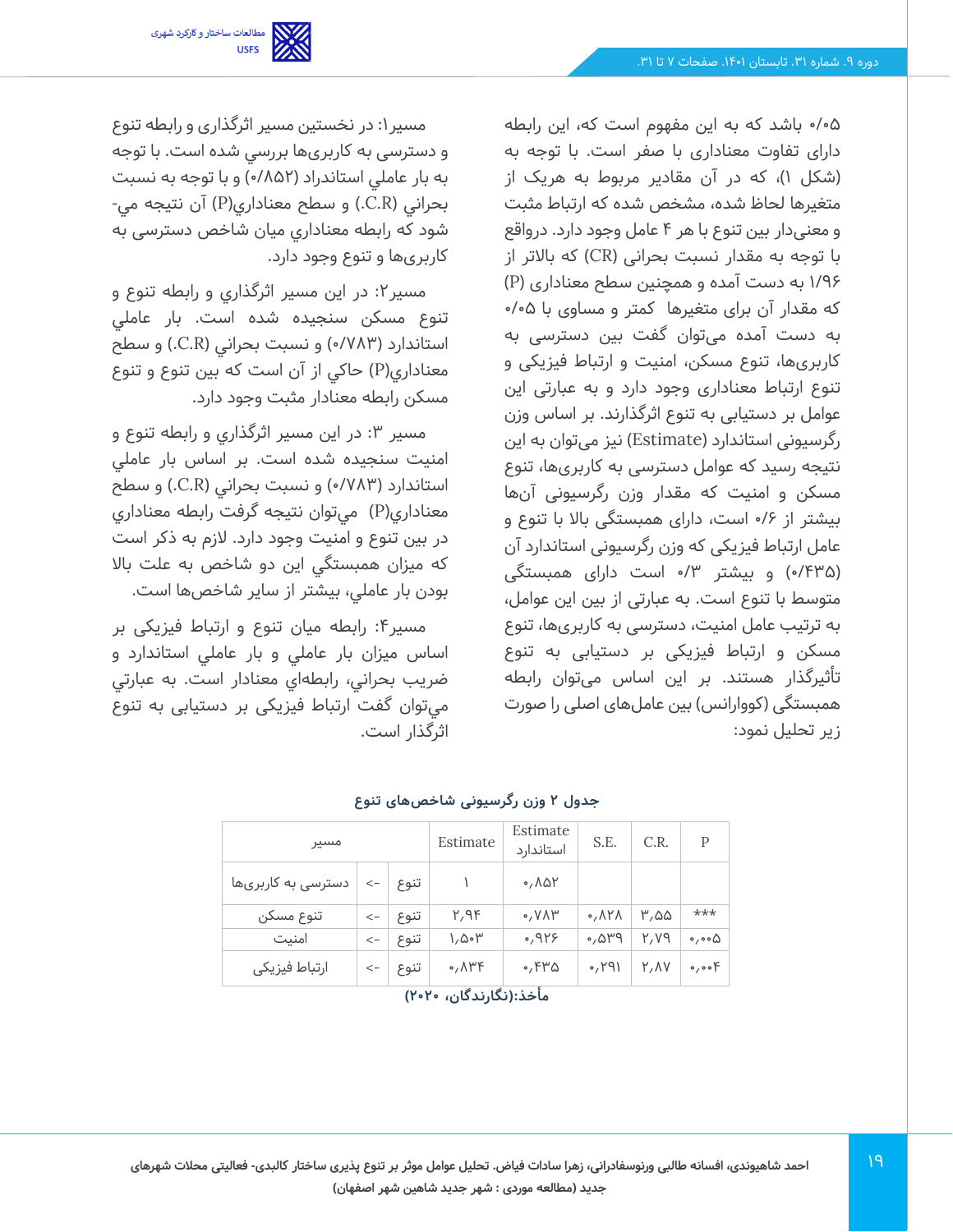۰/۰۵ باشد که به این مفهوم است که، این رابطه دارای تفاوت معناداری با صفر است. با توجه به (شکل ۱)، که در آن مقادیر مربوط به هریک از متغیرها لحاظ شده، مشخص شده که ارتباط مثبت و معنی‌دار بین تنوع با هر ۴ عامل وجود دارد. درواقع با توجه به مقدار نسبت بحرانی (CR) که بالاتر از ۱/۹۶ به دست آمده و همچنین سطح معناداری (P) که مقدار آن برای متغیرها کمتر و مساوی با ۰/۰۵ به دست آمده می‌توان گفت بین دسترسی به کاربری‌ها، تنوع مسکن، امنیت و ارتباط فیزیکی و تنوع ارتباط معناداری وجود دارد و به عبارتی این عوامل بر دستیابی به تنوع اثرگذارند. بر اساس وزن رگرسیونی استاندارد (Estimate) نیز می‌توان به این نتیجه رسید که عوامل دسترسی به کاربری‌ها، تنوع مسکن و امنیت که مقدار وزن رگرسیونی آن‌ها بیشتر از ۰/۶ است، دارای همبستگی بالا با تنوع و عامل ارتباط فیزیکی که وزن رگرسیونی استاندارد آن (۰/۴۳۵) و بیشتر ۰/۳ است دارای همبستگی متوسط با تنوع است. به عبارتی از بین این عوامل، به ترتیب عامل امنیت، دسترسی به کاربری‌ها، تنوع مسکن و ارتباط فیزیکی بر دستیابی به تنوع تأثیرگذار هستند. بر این اساس می‌توان رابطه همبستگی (کوواریانس) بین عامل‌های اصلی را صورت زیر تحلیل نمود:

مسیر۱: در نخستین مسیر اثرگذاری و رابطه تنوع و دسترسی به کاربری‌ها بررسي شده است. با توجه به بار عاملي استاندارد (۰/۸۵۲) و با توجه به نسبت بحراني (C.R.) و سطح معناداري(P) آن نتیجه مي-شود که رابطه معناداري میان شاخص دسترسی به کاربری‌ها و تنوع وجود دارد.

مسیر۲: در این مسیر اثرگذاري و رابطه تنوع و تنوع مسکن سنجیده شده است. بار عاملي استاندارد (۰/۷۸۳) و نسبت بحراني (C.R.) و سطح معناداري(P) حاکي از آن است که بین تنوع و تنوع مسکن رابطه معنادار مثبت وجود دارد.

مسیر ۳: در این مسیر اثرگذاري و رابطه تنوع و امنیت سنجیده شده است. بر اساس بار عاملي استاندارد (۰/۷۸۳) و نسبت بحراني (C.R.) و سطح معناداري(P) مي‌توان نتیجه گرفت رابطه معناداري در بین تنوع و امنیت وجود دارد. لازم به ذکر است که میزان همبستگي این دو شاخص به علت بالا بودن بار عاملي، بیشتر از سایر شاخص‌ها است.

مسیر۴: رابطه میان تنوع و ارتباط فیزیکی بر اساس میزان بار عاملي و بار عاملي استاندارد و ضریب بحراني، رابطه‌اي معنادار است. به عبارتي مي‌توان گفت ارتباط فیزیکی بر دستیابی به تنوع اثرگذار است.

**جدول ۲ وزن رگرسیونی شاخص‌های تنوع**

| مسیر | | | Estimate | Estimate استاندارد | S.E. | C.R. | P |
|---|---|---|---|---|---|---|---|
| دسترسی به کاربری‌ها | <- | تنوع | ۱ | ۰,۸۵۲ | | | |
| تنوع مسکن | <- | تنوع | ۲,۹۴ | ۰,۷۸۳ | ۰,۸۲۸ | ۳,۵۵ | *** |
| امنیت | <- | تنوع | ۱,۵۰۳ | ۰,۹۲۶ | ۰,۵۳۹ | ۲,۷۹ | ۰,۰۰۵ |
| ارتباط فیزیکی | <- | تنوع | ۰,۸۳۴ | ۰,۴۳۵ | ۰,۲۹۱ | ۲,۸۷ | ۰,۰۰۴ |

**مأخذ:(نگارندگان، ۲۰۲۰)**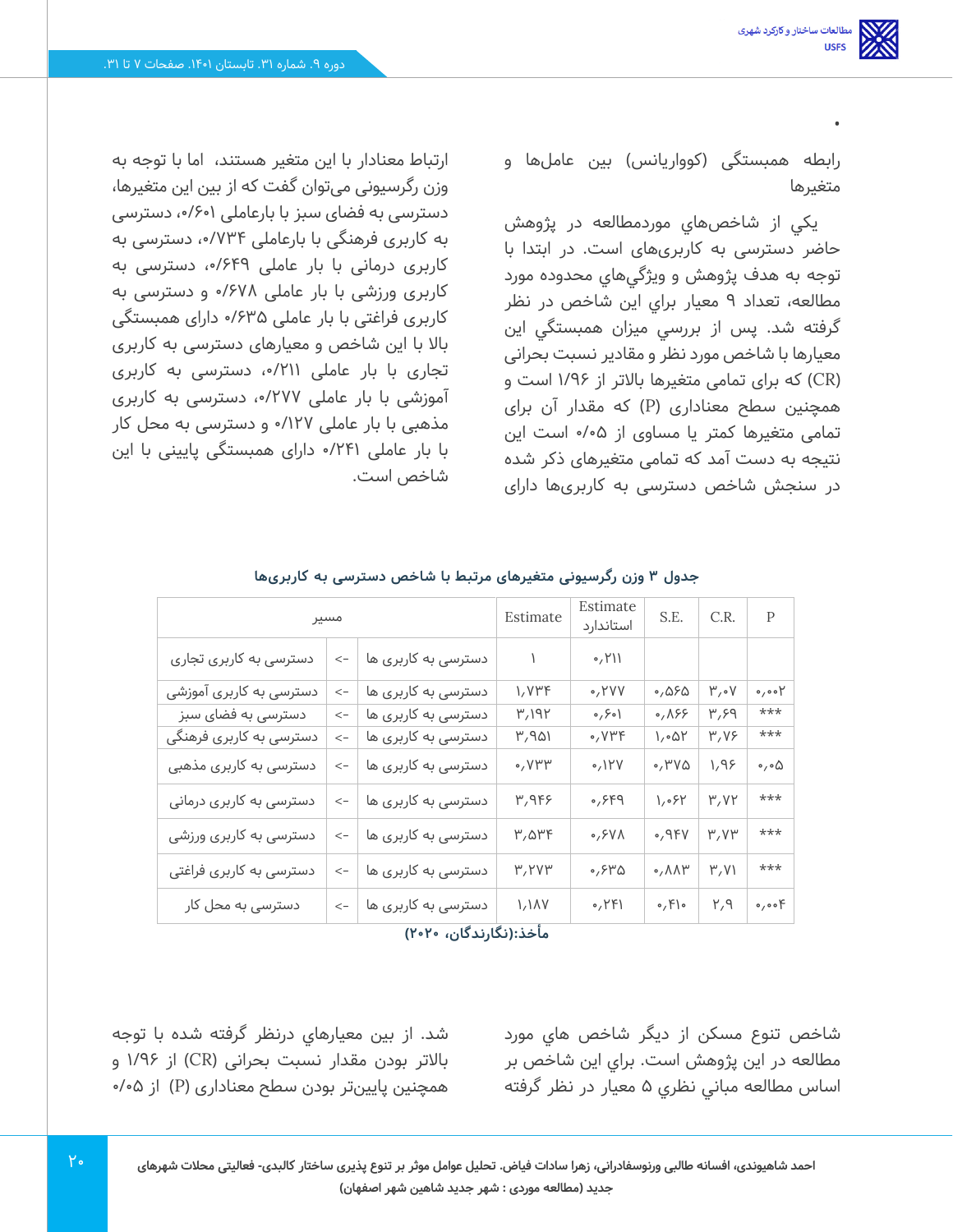•

رابطه همبستگی (کوواریانس) بین عامل‌ها و متغیرها

يكي از شاخص‌هاي موردمطالعه در پژوهش حاضر دسترسی به کاربری‌های است. در ابتدا با توجه به هدف پژوهش و ويژگي‌هاي محدوده مورد مطالعه، تعداد ۹ معيار براي اين شاخص در نظر گرفته شد. پس از بررسي ميزان همبستگي اين معيارها با شاخص مورد نظر و مقادير نسبت بحرانی (CR) که برای تمامی متغیرها بالاتر از ۱/۹۶ است و همچنین سطح معناداری (P) که مقدار آن برای تمامی متغیرها کمتر یا مساوی از ۰/۰۵ است این نتیجه به دست آمد که تمامی متغیرهای ذکر شده در سنجش شاخص دسترسی به کاربری‌ها دارای ارتباط معنادار با این متغیر هستند، اما با توجه به وزن رگرسیونی می‌توان گفت که از بین این متغیرها، دسترسی به فضای سبز با بارعاملی ۰/۶۰۱، دسترسی به کاربری فرهنگی با بارعاملی ۰/۷۳۴، دسترسی به کاربری درمانی با بار عاملی ۰/۶۴۹، دسترسی به کاربری ورزشی با بار عاملی ۰/۶۷۸ و دسترسی به کاربری فراغتی با بار عاملی ۰/۶۳۵ دارای همبستگی بالا با این شاخص و معیارهای دسترسی به کاربری تجاری با بار عاملی ۰/۲۱۱، دسترسی به کاربری آموزشی با بار عاملی ۰/۲۷۷، دسترسی به کاربری مذهبی با بار عاملی ۰/۱۲۷ و دسترسی به محل کار با بار عاملی ۰/۲۴۱ دارای همبستگی پایینی با این شاخص است.

**جدول ۳ وزن رگرسیونی متغیرهای مرتبط با شاخص دسترسی به کاربری‌ها**

| مسیر | | | Estimate | Estimate استاندارد | S.E. | C.R. | P |
|---|---|---|---|---|---|---|---|
| دسترسی به کاربری تجاری | <- | دسترسی به کاربری ها | ۱ | ۰٫۲۱۱ | | | |
| دسترسی به کاربری آموزشی | <- | دسترسی به کاربری ها | ۱٫۷۳۴ | ۰٫۲۷۷ | ۰٫۵۶۵ | ۳٫۰۷ | ۰٫۰۰۲ |
| دسترسی به فضای سبز | <- | دسترسی به کاربری ها | ۳٫۱۹۲ | ۰٫۶۰۱ | ۰٫۸۶۶ | ۳٫۶۹ | *** |
| دسترسی به کاربری فرهنگی | <- | دسترسی به کاربری ها | ۳٫۹۵۱ | ۰٫۷۳۴ | ۱٫۰۵۲ | ۳٫۷۶ | *** |
| دسترسی به کاربری مذهبی | <- | دسترسی به کاربری ها | ۰٫۷۳۳ | ۰٫۱۲۷ | ۰٫۳۷۵ | ۱٫۹۶ | ۰٫۰۵ |
| دسترسی به کاربری درمانی | <- | دسترسی به کاربری ها | ۳٫۹۴۶ | ۰٫۶۴۹ | ۱٫۰۶۲ | ۳٫۷۲ | *** |
| دسترسی به کاربری ورزشی | <- | دسترسی به کاربری ها | ۳٫۵۳۴ | ۰٫۶۷۸ | ۰٫۹۴۷ | ۳٫۷۳ | *** |
| دسترسی به کاربری فراغتی | <- | دسترسی به کاربری ها | ۳٫۲۷۳ | ۰٫۶۳۵ | ۰٫۸۸۳ | ۳٫۷۱ | *** |
| دسترسی به محل کار | <- | دسترسی به کاربری ها | ۱٫۱۸۷ | ۰٫۲۴۱ | ۰٫۴۱۰ | ۲٫۹ | ۰٫۰۰۴ |

**مأخذ:(نگارندگان، ۲۰۲۰)**

شاخص تنوع مسكن از ديگر شاخص هاي مورد مطالعه در اين پژوهش است. براي اين شاخص بر اساس مطالعه مباني نظري ۵ معيار در نظر گرفته شد. از بین معیارهای درنظر گرفته شده با توجه بالاتر بودن مقدار نسبت بحرانی (CR) از ۱/۹۶ و همچنین پایین‌تر بودن سطح معناداری (P) از ۰/۰۵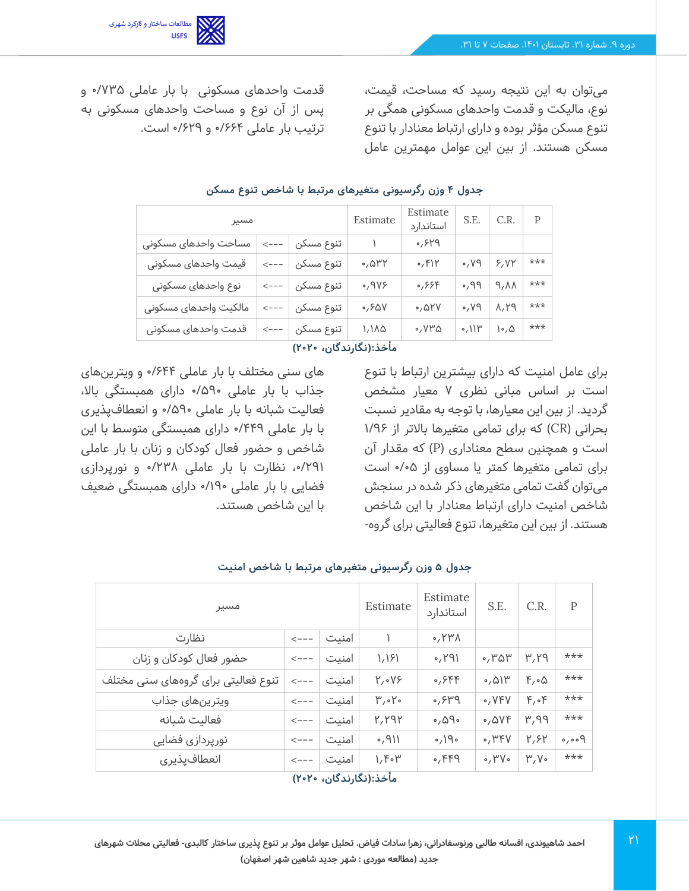می‌توان به این نتیجه رسید که مساحت، قیمت، نوع، مالکیت و قدمت واحدهای مسکونی همگی بر تنوع مسکن مؤثر بوده و دارای ارتباط معنادار با تنوع مسکن هستند. از بین این عوامل مهمترین عامل قدمت واحدهای مسکونی با بار عاملی ۰/۷۳۵ و پس از آن نوع و مساحت واحدهای مسکونی به ترتیب بار عاملی ۰/۶۶۴ و ۰/۶۲۹ است.

**جدول ۴ وزن رگرسیونی متغیرهای مرتبط با شاخص تنوع مسکن**

| مسیر | | | Estimate | Estimate استاندارد | S.E. | C.R. | P |
|---|---|---|---|---|---|---|---|
| مساحت واحدهای مسکونی | ---> | تنوع مسکن | ۱ | ۰٫۶۲۹ | | | |
| قیمت واحدهای مسکونی | ---> | تنوع مسکن | ۰٫۵۳۲ | ۰٫۴۱۲ | ۰٫۷۹ | ۶٫۷۲ | *** |
| نوع واحدهای مسکونی | ---> | تنوع مسکن | ۰٫۹۷۶ | ۰٫۶۶۴ | ۰٫۹۹ | ۹٫۸۸ | *** |
| مالکیت واحدهای مسکونی | ---> | تنوع مسکن | ۰٫۶۵۷ | ۰٫۵۲۷ | ۰٫۷۹ | ۸٫۲۹ | *** |
| قدمت واحدهای مسکونی | ---> | تنوع مسکن | ۱٫۱۸۵ | ۰٫۷۳۵ | ۰٫۱۱۳ | ۱۰٫۵ | *** |

**مأخذ:(نگارندگان، ۲۰۲۰)**

برای عامل امنیت که دارای بیشترین ارتباط با تنوع است بر اساس مبانی نظری ۷ معیار مشخص گردید. از بین این معیارها، با توجه به مقادیر نسبت بحرانی (CR) که برای تمامی متغیرها بالاتر از ۱/۹۶ است و همچنین سطح معناداری (P) که مقدار آن برای تمامی متغیرها کمتر یا مساوی از ۰/۰۵ است می‌توان گفت تمامی متغیرهای ذکر شده در سنجش شاخص امنیت دارای ارتباط معنادار با این شاخص هستند. از بین این متغیرها، تنوع فعالیتی برای گروه‌های سنی مختلف با بار عاملی ۰/۶۴۴ و ویترین‌های جذاب با بار عاملی ۰/۵۹۰ دارای همبستگی بالا، فعالیت شبانه با بار عاملی ۰/۵۹۰ و انعطاف‌پذیری با بار عاملی ۰/۴۴۹ دارای همبستگی متوسط با این شاخص و حضور فعال کودکان و زنان با بار عاملی ۰/۲۹۱، نظارت با بار عاملی ۰/۲۳۸ و نورپردازی فضایی با بار عاملی ۰/۱۹۰ دارای همبستگی ضعیف با این شاخص هستند.

**جدول ۵ وزن رگرسیونی متغیرهای مرتبط با شاخص امنیت**

| مسیر | | | Estimate | Estimate استاندارد | S.E. | C.R. | P |
|---|---|---|---|---|---|---|---|
| نظارت | ---> | امنیت | ۱ | ۰٫۲۳۸ | | | |
| حضور فعال کودکان و زنان | ---> | امنیت | ۱٫۱۶۱ | ۰٫۲۹۱ | ۰٫۳۵۳ | ۳٫۲۹ | *** |
| تنوع فعالیتی برای گروه‌های سنی مختلف | ---> | امنیت | ۲٫۰۷۶ | ۰٫۶۴۴ | ۰٫۵۱۳ | ۴٫۰۵ | *** |
| ویترین‌های جذاب | ---> | امنیت | ۳٫۰۲۰ | ۰٫۶۳۹ | ۰٫۷۴۷ | ۴٫۰۴ | *** |
| فعالیت شبانه | ---> | امنیت | ۲٫۲۹۲ | ۰٫۵۹۰ | ۰٫۵۷۴ | ۳٫۹۹ | *** |
| نورپردازی فضایی | ---> | امنیت | ۰٫۹۱۱ | ۰٫۱۹۰ | ۰٫۳۴۷ | ۲٫۶۲ | ۰٫۰۰۹ |
| انعطاف‌پذیری | ---> | امنیت | ۱٫۴۰۳ | ۰٫۴۴۹ | ۰٫۳۷۰ | ۳٫۷۰ | *** |

**مأخذ:(نگارندگان، ۲۰۲۰)**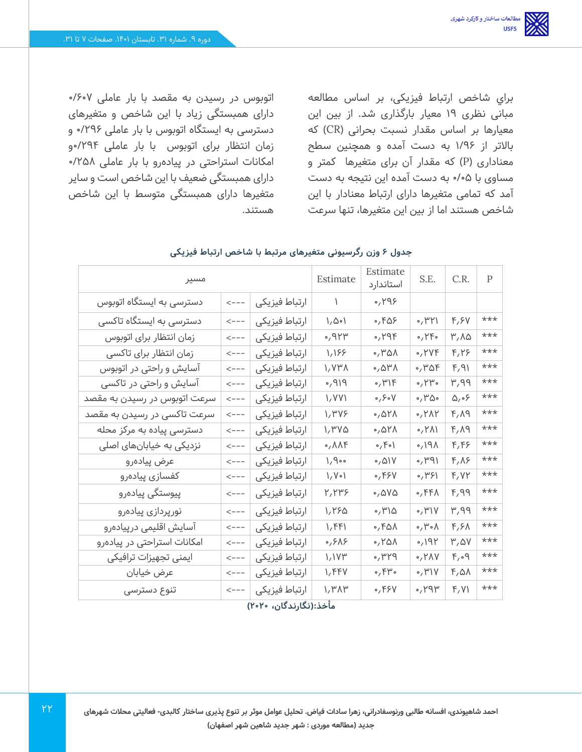براي شاخص ارتباط فیزیکی، بر اساس مطالعه مبانی نظری ۱۹ معیار بارگذاری شد. از بین این معیارها بر اساس مقدار نسبت بحرانی (CR) که بالاتر از ۱/۹۶ به دست آمده و همچنین سطح معناداری (P) که مقدار آن برای متغیرها کمتر و مساوی با ۰/۰۵ به دست آمده این نتیجه به دست آمد که تمامی متغیرها دارای ارتباط معنادار با این شاخص هستند اما از بین این متغیرها، تنها سرعت اتوبوس در رسیدن به مقصد با بار عاملی ۰/۶۰۷ دارای همبستگی زیاد با این شاخص و متغیرهای دسترسی به ایستگاه اتوبوس با بار عاملی ۰/۲۹۶ و زمان انتظار برای اتوبوس با بار عاملی ۰/۲۹۴و امکانات استراحتی در پیاده‌رو با بار عاملی ۰/۲۵۸ دارای همبستگی ضعیف با این شاخص است و سایر متغیرها دارای همبستگی متوسط با این شاخص هستند.

**جدول ۶ وزن رگرسیونی متغیرهای مرتبط با شاخص ارتباط فیزیکی**

| مسیر | | | Estimate | Estimate استاندارد | S.E. | C.R. | P |
|---|---|---|---|---|---|---|---|
| دسترسی به ایستگاه اتوبوس | <--- | ارتباط فیزیکی | ۱ | ۰,۲۹۶ | | | |
| دسترسی به ایستگاه تاکسی | <--- | ارتباط فیزیکی | ۱,۵۰۱ | ۰,۴۵۶ | ۰,۳۲۱ | ۴,۶۷ | *** |
| زمان انتظار برای اتوبوس | <--- | ارتباط فیزیکی | ۰,۹۲۳ | ۰,۲۹۴ | ۰,۲۴۰ | ۳,۸۵ | *** |
| زمان انتظار برای تاکسی | <--- | ارتباط فیزیکی | ۱,۱۶۶ | ۰,۳۵۸ | ۰,۲۷۴ | ۴,۲۶ | *** |
| آسایش و راحتی در اتوبوس | <--- | ارتباط فیزیکی | ۱,۷۳۸ | ۰,۵۳۸ | ۰,۳۵۴ | ۴,۹۱ | *** |
| آسایش و راحتی در تاکسی | <--- | ارتباط فیزیکی | ۰,۹۱۹ | ۰,۳۱۴ | ۰,۲۳۰ | ۳,۹۹ | *** |
| سرعت اتوبوس در رسیدن به مقصد | <--- | ارتباط فیزیکی | ۱,۷۷۱ | ۰,۶۰۷ | ۰,۳۵۰ | ۵,۰۶ | *** |
| سرعت تاکسی در رسیدن به مقصد | <--- | ارتباط فیزیکی | ۱,۳۷۶ | ۰,۵۲۸ | ۰,۲۸۲ | ۴,۸۹ | *** |
| دسترسی پیاده به مرکز محله | <--- | ارتباط فیزیکی | ۱,۳۷۵ | ۰,۵۲۸ | ۰,۲۸۱ | ۴,۸۹ | *** |
| نزدیکی به خیابان‌های اصلی | <--- | ارتباط فیزیکی | ۰,۸۸۴ | ۰,۴۰۱ | ۰,۱۹۸ | ۴,۴۶ | *** |
| عرض پیاده‌رو | <--- | ارتباط فیزیکی | ۱,۹۰۰ | ۰,۵۱۷ | ۰,۳۹۱ | ۴,۸۶ | *** |
| کفسازی پیاده‌رو | <--- | ارتباط فیزیکی | ۱,۷۰۱ | ۰,۴۶۷ | ۰,۳۶۱ | ۴,۷۲ | *** |
| پیوستگی پیاده‌رو | <--- | ارتباط فیزیکی | ۲,۲۳۶ | ۰,۵۷۵ | ۰,۴۴۸ | ۴,۹۹ | *** |
| نورپردازی پیاده‌رو | <--- | ارتباط فیزیکی | ۱,۲۶۵ | ۰,۳۱۵ | ۰,۳۱۷ | ۳,۹۹ | *** |
| آسایش اقلیمی درپیاده‌رو | <--- | ارتباط فیزیکی | ۱,۴۴۱ | ۰,۴۵۸ | ۰,۳۰۸ | ۴,۶۸ | *** |
| امکانات استراحتی در پیاده‌رو | <--- | ارتباط فیزیکی | ۰,۶۸۶ | ۰,۲۵۸ | ۰,۱۹۲ | ۳,۵۷ | *** |
| ایمنی تجهیزات ترافیکی | <--- | ارتباط فیزیکی | ۱,۱۷۳ | ۰,۳۲۹ | ۰,۲۸۷ | ۴,۰۹ | *** |
| عرض خیابان | <--- | ارتباط فیزیکی | ۱,۴۴۷ | ۰,۴۳۰ | ۰,۳۱۷ | ۴,۵۸ | *** |
| تنوع دسترسی | <--- | ارتباط فیزیکی | ۱,۳۸۳ | ۰,۴۶۷ | ۰,۲۹۳ | ۴,۷۱ | *** |

مأخذ:(نگارندگان، ۲۰۲۰)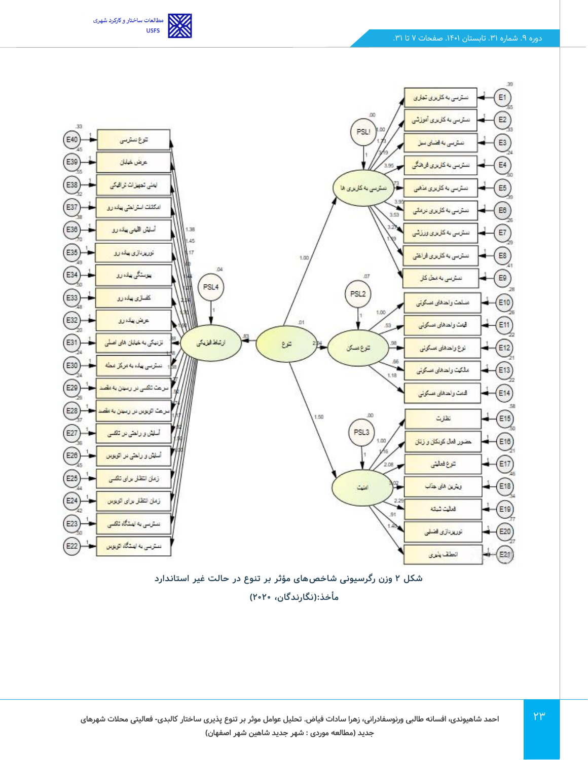**شکل ۲ وزن رگرسیونی شاخص‌های مؤثر بر تنوع در حالت غیر استاندارد**

**مأخذ:(نگارندگان، ۲۰۲۰)**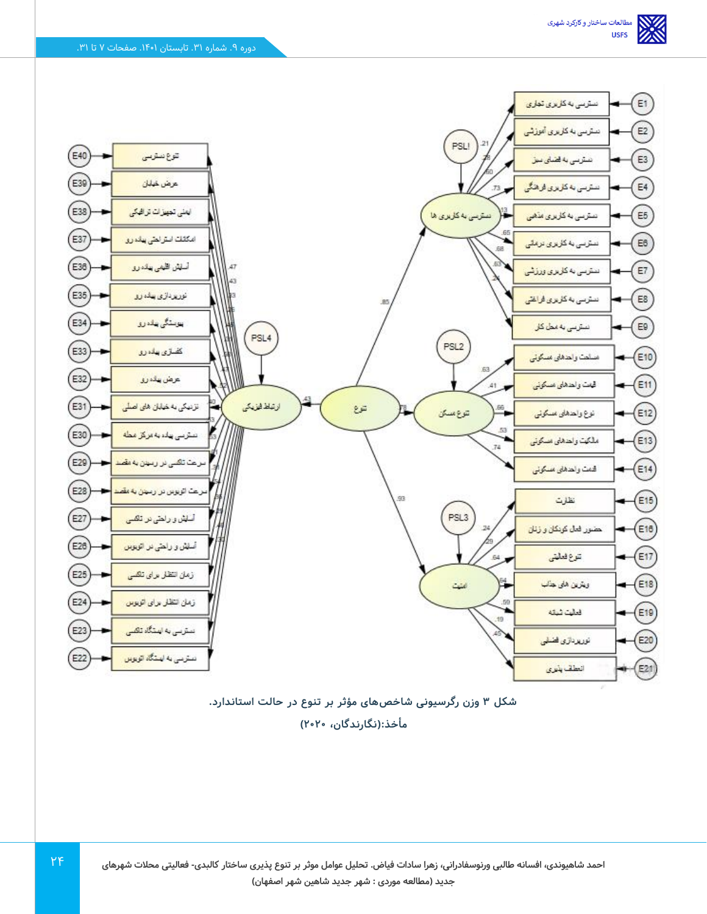شکل ۳ وزن رگرسیونی شاخص‌های مؤثر بر تنوع در حالت استاندارد.

مأخذ:(نگارندگان، ۲۰۲۰)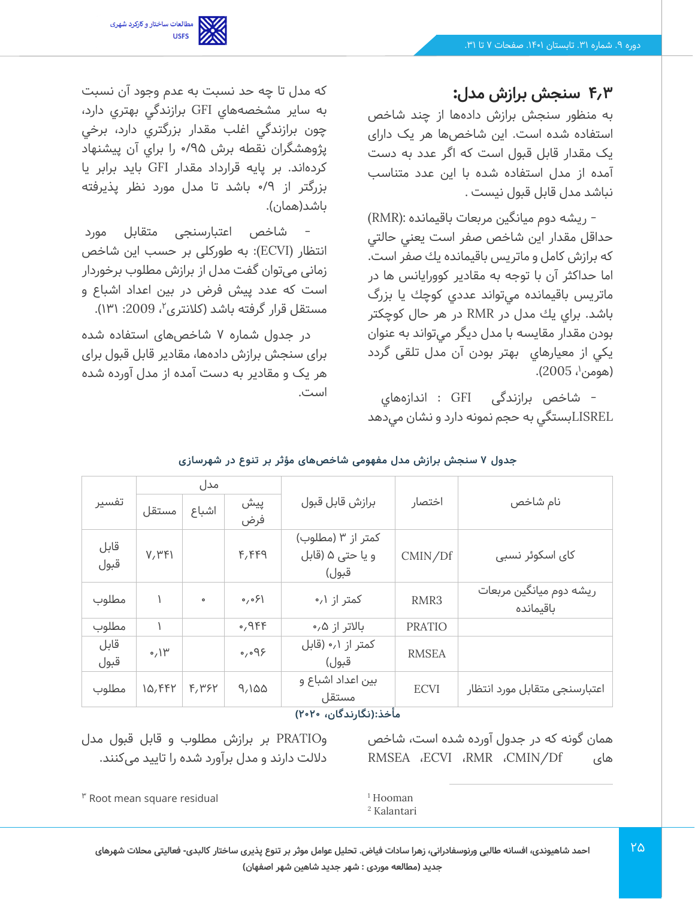## ۴،۳ سنجش برازش مدل:

به منظور سنجش برازش داده‌ها از چند شاخص استفاده شده است. این شاخص‌ها هر یک دارای یک مقدار قابل قبول است که اگر عدد به دست آمده از مدل استفاده شده با این عدد متناسب نباشد مدل قابل قبول نیست .

- ریشه دوم میانگین مربعات باقیمانده :(RMR) حداقل مقدار این شاخص صفر است يعني حالتي كه برازش كامل و ماتريس باقيمانده يك صفر است. اما حداكثر آن با توجه به مقادير كوواريانس ها در ماتريس باقيمانده مي‌تواند عددي كوچك يا بزرگ باشد. براي يك مدل در RMR در هر حال كوچكتر بودن مقدار آن مقايسه با مدل ديگر مي‌تواند به عنوان يكي از معيارهاي بهتر بودن آن مدل تلقي گردد (هومن[1]، 2005).

- شاخص برازندگی GFI : اندازه‌هاي LISRELبستگي به حجم نمونه دارد و نشان مي‌دهد كه مدل تا چه حد نسبت به عدم وجود آن نسبت به ساير مشخصه‌هاي GFI برازندگي بهتري دارد، چون برازندگي اغلب مقدار بزرگتري دارد، برخي پژوهشگران نقطه برش ۰/۹۵ را براي آن پيشنهاد كرده‌اند. بر پايه قرارداد مقدار GFI بايد برابر يا بزرگتر از ۰/۹ باشد تا مدل مورد نظر پذيرفته باشد(همان).

- شاخص اعتبارسنجی متقابل مورد انتظار (ECVI): به طوركلي بر حسب اين شاخص زماني مي‌توان گفت مدل از برازش مطلوب برخوردار است كه عدد پيش فرض در بين اعداد اشباع و مستقل قرار گرفته باشد (کلانتری[2]، 2009: ۱۳۱).

در جدول شماره ۷ شاخص‌های استفاده شده برای سنجش برازش داده‌ها، مقادیر قابل قبول برای هر یک و مقادیر به دست آمده از مدل آورده شده است.

**جدول ۷ سنجش برازش مدل مفهومی شاخص‌های مؤثر بر تنوع در شهرسازی**

| نام شاخص | اختصار | برازش قابل قبول | مدل | | | تفسیر |
|---|---|---|---|---|---|---|
| | | | پیش فرض | اشباع | مستقل | |
| کای اسکوئر نسبی | CMIN/Df | کمتر از ۳ (مطلوب) و یا حتی ۵ (قابل قبول) | ۴٫۴۴۹ | | ۷٫۳۴۱ | قابل قبول |
| ریشه دوم میانگین مربعات باقیمانده | RMR3 | کمتر از ۰٫۱ | ۰٫۰۶۱ | ۰ | ۱ | مطلوب |
| | PRATIO | بالاتر از ۰٫۵ | ۰٫۹۴۴ | | ۱ | مطلوب |
| | RMSEA | کمتر از ۰٫۱ (قابل قبول) | ۰٫۰۹۶ | | ۰٫۱۳ | قابل قبول |
| اعتبارسنجی متقابل مورد انتظار | ECVI | بین اعداد اشباع و مستقل | ۹٫۱۵۵ | ۴٫۳۶۲ | ۱۵٫۴۴۲ | مطلوب |

**مأخذ:(نگارندگان، ۲۰۲۰)**

همان گونه که در جدول آورده شده است، شاخص های CMIN/Df ،RMR ،ECVI ،RMSEA وPRATIO بر برازش مطلوب و قابل قبول مدل دلالت دارند و مدل برآورد شده را تایید می‌کنند.

[1] Hooman
[2] Kalantari
[3] Root mean square residual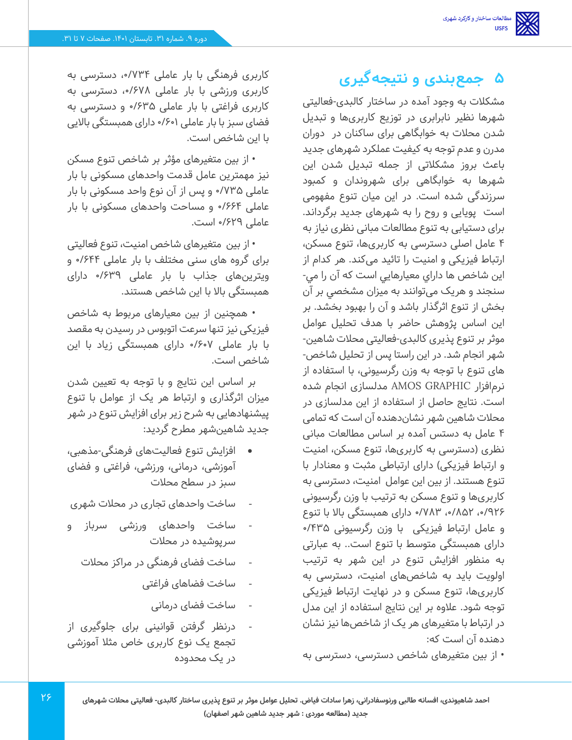## ۵ جمع‌بندی و نتیجه‌گیری

مشکلات به وجود آمده در ساختار کالبدی-فعالیتی شهرها نظیر نابرابری در توزیع کاربری‌ها و تبدیل شدن محلات به خوابگاهی برای ساکنان در دوران مدرن و عدم توجه به کیفیت عملکرد شهرهای جدید باعث بروز مشکلاتی از جمله تبدیل شدن این شهرها به خوابگاهی برای شهروندان و کمبود سرزندگی شده است. در این میان تنوع مفهومی است پویایی و روح را به شهرهای جدید برگرداند. برای دستیابی به تنوع مطالعات مبانی نظری نیاز به ۴ عامل اصلی دسترسی به کاربری‌ها، تنوع مسکن، ارتباط فیزیکی و امنیت را تائید می‌کند. هر کدام از این شاخص ها داراي معیارهایي است که آن را مي‌سنجد و هریک می‌توانند به میزان مشخصي بر آن بخش از تنوع اثرگذار باشد و آن را بهبود بخشد. بر این اساس پژوهش حاضر با هدف تحلیل عوامل موثر بر تنوع پذیری کالبدی-فعالیتی محلات شاهین-شهر انجام شد. در این راستا پس از تحلیل شاخص-های تنوع با توجه به وزن رگرسیونی، با استفاده از نرم‌افزار AMOS GRAPHIC مدلسازی انجام شده است. نتایج حاصل از استفاده از این مدلسازی در محلات شاهین شهر نشان‌دهنده آن است که تمامی ۴ عامل به دستس آمده بر اساس مطالعات مبانی نظری (دسترسی به کاربری‌ها، تنوع مسکن، امنیت و ارتباط فیزیکی) دارای ارتباطی مثبت و معنادار با تنوع هستند. از بین این عوامل امنیت، دسترسی به کاربری‌ها و تنوع مسکن به ترتیب با وزن رگرسیونی ۰/۹۲۶، ۰/۸۵۲، ۰/۷۸۳ دارای همبستگی بالا با تنوع و عامل ارتباط فیزیکی با وزن رگرسیونی ۰/۴۳۵ دارای همبستگی متوسط با تنوع است.. به عبارتی به منظور افزایش تنوع در این شهر به ترتیب اولویت باید به شاخص‌های امنیت، دسترسی به کاربری‌ها، تنوع مسکن و در نهایت ارتباط فیزیکی توجه شود. علاوه بر این نتایج استفاده از این مدل در ارتباط با متغیرهای هر یک از شاخص‌ها نیز نشان دهنده آن است که:

• از بین متغیرهای شاخص دسترسی، دسترسی به کاربری فرهنگی با بار عاملی ۰/۷۳۴، دسترسی به کاربری ورزشی با بار عاملی ۰/۶۷۸، دسترسی به کاربری فراغتی با بار عاملی ۰/۶۳۵ و دسترسی به فضای سبز با بار عاملی ۰/۶۰۱ دارای همبستگی بالایی با این شاخص است.

• از بین متغیرهای مؤثر بر شاخص تنوع مسکن نیز مهمترین عامل قدمت واحدهای مسکونی با بار عاملی ۰/۷۳۵ و پس از آن نوع واحد مسکونی با بار عاملی ۰/۶۶۴ و مساحت واحدهای مسکونی با بار عاملی ۰/۶۲۹ است.

• از بین متغیرهای شاخص امنیت، تنوع فعالیتی برای گروه های سنی مختلف با بار عاملی ۰/۶۴۴ و ویترین‌های جذاب با بار عاملی ۰/۶۳۹ دارای همبستگی بالا با این شاخص هستند.

• همچنین از بین معیارهای مربوط به شاخص فیزیکی نیز تنها سرعت اتوبوس در رسیدن به مقصد با بار عاملی ۰/۶۰۷ دارای همبستگی زیاد با این شاخص است.

بر اساس این نتایج و با توجه به تعیین شدن میزان اثرگذاری و ارتباط هر یک از عوامل با تنوع پیشنهادهایی به شرح زیر برای افزایش تنوع در شهر جدید شاهین‌شهر مطرح گردید:

- افزایش تنوع فعالیت‌های فرهنگی-مذهبی، آموزشی، درمانی، ورزشی، فراغتی و فضای سبز در سطح محلات
- ساخت واحدهای تجاری در محلات شهری
- ساخت واحدهای ورزشی سرباز و سرپوشیده در محلات
- ساخت فضای فرهنگی در مراکز محلات
- ساخت فضاهای فراغتی
- ساخت فضای درمانی
- درنظر گرفتن قوانینی برای جلوگیری از تجمع یک نوع کاربری خاص مثلا آموزشی در یک محدوده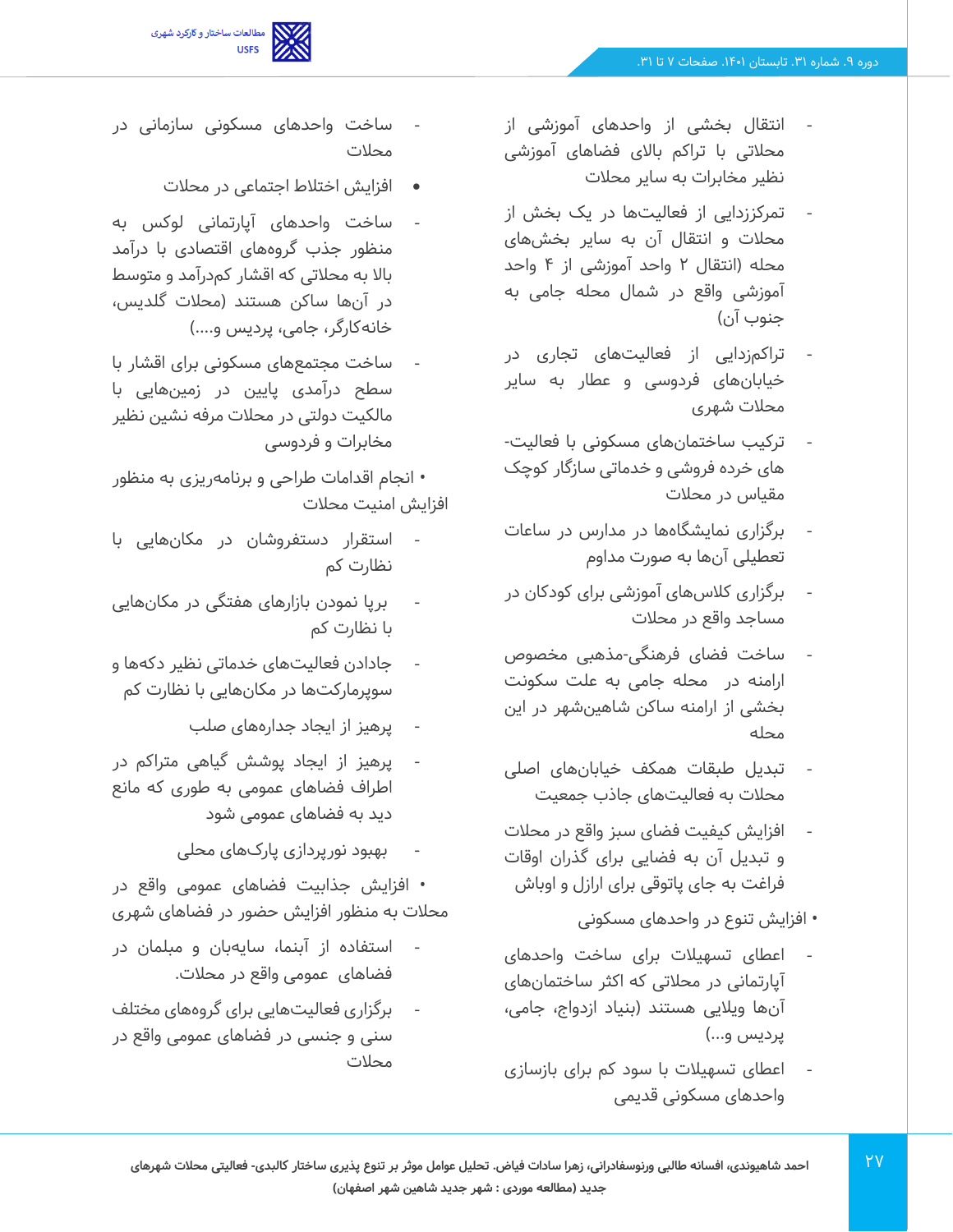- انتقال بخشی از واحدهای آموزشی از محلاتی با تراکم بالای فضاهای آموزشی نظیر مخابرات به سایر محلات
- تمرکززدایی از فعالیت‌ها در یک بخش از محلات و انتقال آن به سایر بخش‌های محله (انتقال ۲ واحد آموزشی از ۴ واحد آموزشی واقع در شمال محله جامی به جنوب آن)
- تراکم‌زدایی از فعالیت‌های تجاری در خیابان‌های فردوسی و عطار به سایر محلات شهری
- ترکیب ساختمان‌های مسکونی با فعالیت-های خرده فروشی و خدماتی سازگار کوچک مقیاس در محلات
- برگزاری نمایشگاه‌ها در مدارس در ساعات تعطیلی آن‌ها به صورت مداوم
- برگزاری کلاس‌های آموزشی برای کودکان در مساجد واقع در محلات
- ساخت فضای فرهنگی-مذهبی مخصوص ارامنه در محله جامی به علت سکونت بخشی از ارامنه ساکن شاهین‌شهر در این محله
- تبدیل طبقات همکف خیابان‌های اصلی محلات به فعالیت‌های جاذب جمعیت
- افزایش کیفیت فضای سبز واقع در محلات و تبدیل آن به فضایی برای گذران اوقات فراغت به جای پاتوقی برای اراذل و اوباش

• افزایش تنوع در واحدهای مسکونی

- اعطای تسهیلات برای ساخت واحدهای آپارتمانی در محلاتی که اکثر ساختمان‌های آن‌ها ویلایی هستند (بنیاد ازدواج، جامی، پردیس و...)
- اعطای تسهیلات با سود کم برای بازسازی واحدهای مسکونی قدیمی
- ساخت واحدهای مسکونی سازمانی در محلات

• افزایش اختلاط اجتماعی در محلات

- ساخت واحدهای آپارتمانی لوکس به منظور جذب گروه‌های اقتصادی با درآمد بالا به محلاتی که اقشار کم‌درآمد و متوسط در آن‌ها ساکن هستند (محلات گلدیس، خانه‌کارگر، جامی، پردیس و....)
- ساخت مجتمع‌های مسکونی برای اقشار با سطح درآمدی پایین در زمین‌هایی با مالکیت دولتی در محلات مرفه نشین نظیر مخابرات و فردوسی

• انجام اقدامات طراحی و برنامه‌ریزی به منظور افزایش امنیت محلات

- استقرار دستفروشان در مکان‌هایی با نظارت کم
- برپا نمودن بازارهای هفتگی در مکان‌هایی با نظارت کم
- جادادن فعالیت‌های خدماتی نظیر دکه‌ها و سوپرمارکت‌ها در مکان‌هایی با نظارت کم
- پرهیز از ایجاد جداره‌های صلب
- پرهیز از ایجاد پوشش گیاهی متراکم در اطراف فضاهای عمومی به طوری که مانع دید به فضاهای عمومی شود
- بهبود نورپردازی پارک‌های محلی

• افزایش جذابیت فضاهای عمومی واقع در محلات به منظور افزایش حضور در فضاهای شهری

- استفاده از آبنما، سایه‌بان و مبلمان در فضاهای عمومی واقع در محلات.
- برگزاری فعالیت‌هایی برای گروه‌های مختلف سنی و جنسی در فضاهای عمومی واقع در محلات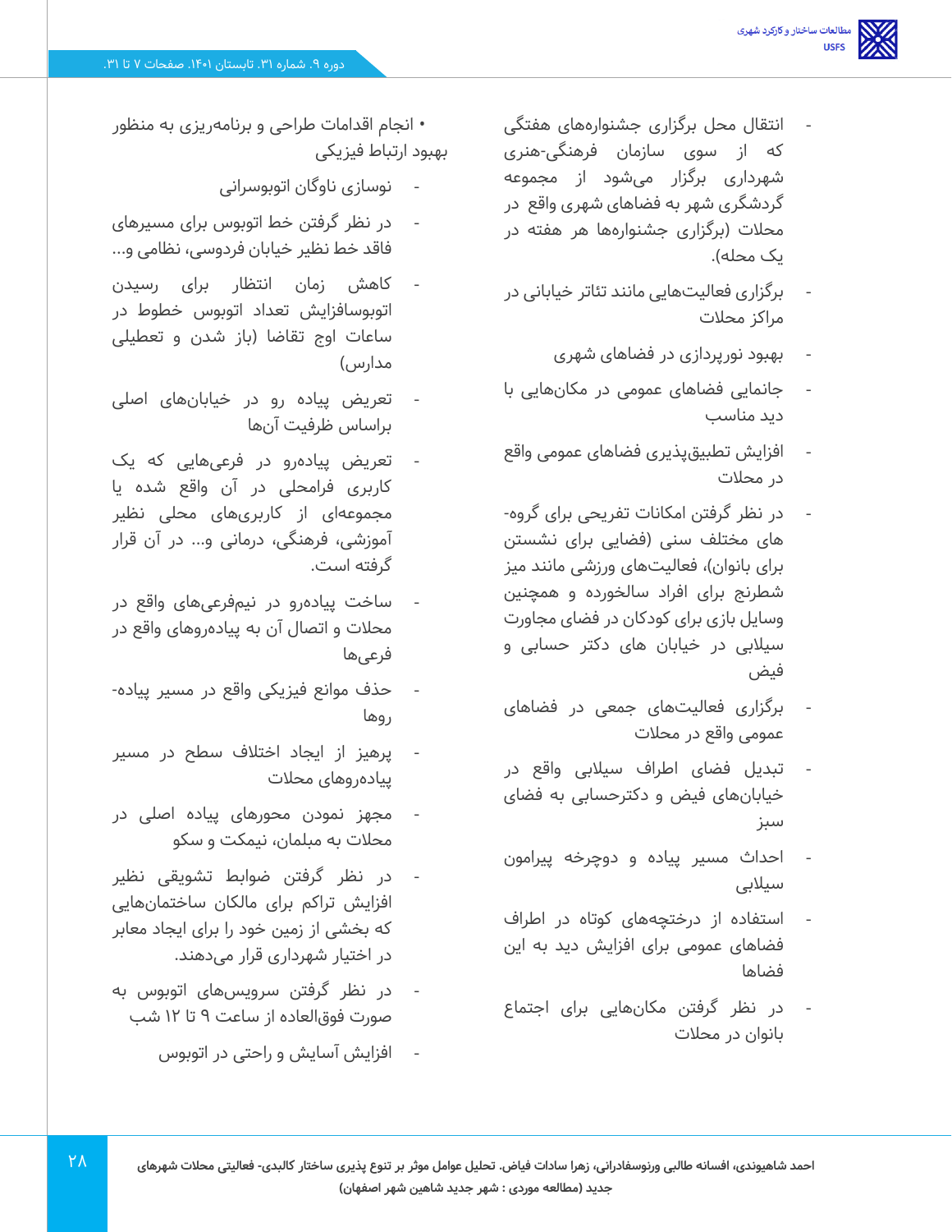- انتقال محل برگزاری جشنواره‌های هفتگی که از سوی سازمان فرهنگی-هنری شهرداری برگزار می‌شود از مجموعه گردشگری شهر به فضاهای شهری واقع در محلات (برگزاری جشنواره‌ها هر هفته در یک محله).
- برگزاری فعالیت‌هایی مانند تئاتر خیابانی در مراکز محلات
- بهبود نورپردازی در فضاهای شهری
- جانمایی فضاهای عمومی در مکان‌هایی با دید مناسب
- افزایش تطبیق‌پذیری فضاهای عمومی واقع در محلات
- در نظر گرفتن امکانات تفریحی برای گروه-های مختلف سنی (فضایی برای نشستن برای بانوان)، فعالیت‌های ورزشی مانند میز شطرنج برای افراد سالخورده و همچنین وسایل بازی برای کودکان در فضای مجاورت سیلابی در خیابان های دکتر حسابی و فیض
- برگزاری فعالیت‌های جمعی در فضاهای عمومی واقع در محلات
- تبدیل فضای اطراف سیلابی واقع در خیابان‌های فیض و دکترحسابی به فضای سبز
- احداث مسیر پیاده و دوچرخه پیرامون سیلابی
- استفاده از درختچه‌های کوتاه در اطراف فضاهای عمومی برای افزایش دید به این فضاها
- در نظر گرفتن مکان‌هایی برای اجتماع بانوان در محلات

• انجام اقدامات طراحی و برنامه‌ریزی به منظور بهبود ارتباط فیزیکی

- نوسازی ناوگان اتوبوسرانی
- در نظر گرفتن خط اتوبوس برای مسیرهای فاقد خط نظیر خیابان فردوسی، نظامی و...
- کاهش زمان انتظار برای رسیدن اتوبوسافزایش تعداد اتوبوس خطوط در ساعات اوج تقاضا (باز شدن و تعطیلی مدارس)
- تعریض پیاده رو در خیابان‌های اصلی براساس ظرفیت آن‌ها
- تعریض پیاده‌رو در فرعی‌هایی که یک کاربری فرامحلی در آن واقع شده یا مجموعه‌ای از کاربری‌های محلی نظیر آموزشی، فرهنگی، درمانی و... در آن قرار گرفته است.
- ساخت پیاده‌رو در نیم‌فرعی‌های واقع در محلات و اتصال آن به پیاده‌روهای واقع در فرعی‌ها
- حذف موانع فیزیکی واقع در مسیر پیاده-روها
- پرهیز از ایجاد اختلاف سطح در مسیر پیاده‌روهای محلات
- مجهز نمودن محورهای پیاده اصلی در محلات به مبلمان، نیمکت و سکو
- در نظر گرفتن ضوابط تشویقی نظیر افزایش تراکم برای مالکان ساختمان‌هایی که بخشی از زمین خود را برای ایجاد معابر در اختیار شهرداری قرار می‌دهند.
- در نظر گرفتن سرویس‌های اتوبوس به صورت فوق‌العاده از ساعت ۹ تا ۱۲ شب
- افزایش آسایش و راحتی در اتوبوس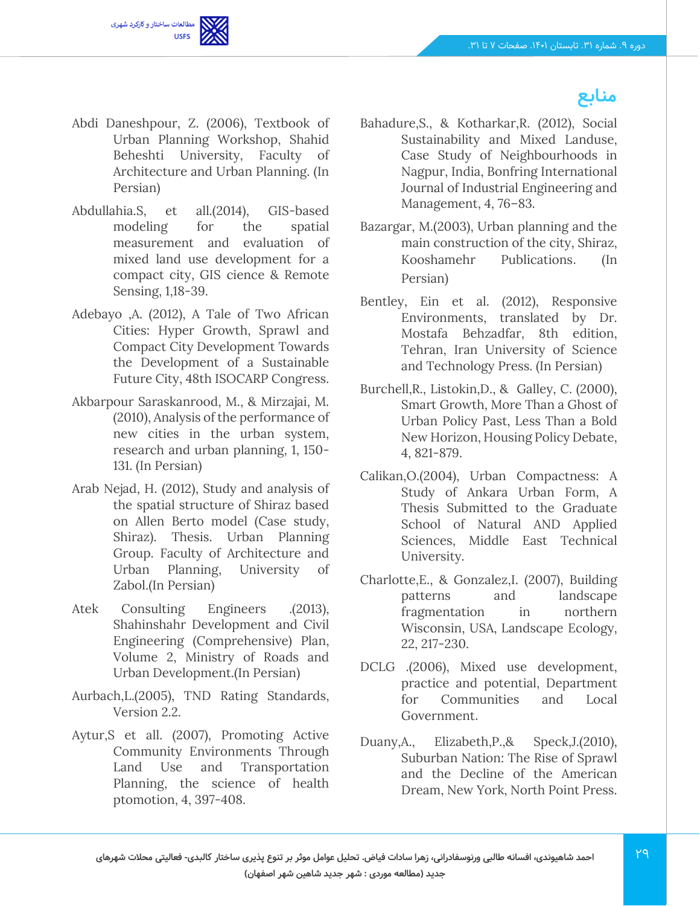## منابع

Bahadure,S., & Kotharkar,R. (2012), Social Sustainability and Mixed Landuse, Case Study of Neighbourhoods in Nagpur, India, Bonfring International Journal of Industrial Engineering and Management, 4, 76–83.

Bazargar, M.(2003), Urban planning and the main construction of the city, Shiraz, Kooshamehr Publications. (In Persian)

Bentley, Ein et al. (2012), Responsive Environments, translated by Dr. Mostafa Behzadfar, 8th edition, Tehran, Iran University of Science and Technology Press. (In Persian)

Burchell,R., Listokin,D., & Galley, C. (2000), Smart Growth, More Than a Ghost of Urban Policy Past, Less Than a Bold New Horizon, Housing Policy Debate, 4, 821-879.

Calikan,O.(2004), Urban Compactness: A Study of Ankara Urban Form, A Thesis Submitted to the Graduate School of Natural AND Applied Sciences, Middle East Technical University.

Charlotte,E., & Gonzalez,I. (2007), Building patterns and landscape fragmentation in northern Wisconsin, USA, Landscape Ecology, 22, 217-230.

DCLG .(2006), Mixed use development, practice and potential, Department for Communities and Local Government.

Duany,A., Elizabeth,P.,& Speck,J.(2010), Suburban Nation: The Rise of Sprawl and the Decline of the American Dream, New York, North Point Press.

Abdi Daneshpour, Z. (2006), Textbook of Urban Planning Workshop, Shahid Beheshti University, Faculty of Architecture and Urban Planning. (In Persian)

Abdullahia.S, et all.(2014), GIS-based modeling for the spatial measurement and evaluation of mixed land use development for a compact city, GIS cience & Remote Sensing, 1,18-39.

Adebayo ,A. (2012), A Tale of Two African Cities: Hyper Growth, Sprawl and Compact City Development Towards the Development of a Sustainable Future City, 48th ISOCARP Congress.

Akbarpour Saraskanrood, M., & Mirzajai, M. (2010), Analysis of the performance of new cities in the urban system, research and urban planning, 1, 150-131. (In Persian)

Arab Nejad, H. (2012), Study and analysis of the spatial structure of Shiraz based on Allen Berto model (Case study, Shiraz). Thesis. Urban Planning Group. Faculty of Architecture and Urban Planning, University of Zabol.(In Persian)

Atek Consulting Engineers .(2013), Shahinshahr Development and Civil Engineering (Comprehensive) Plan, Volume 2, Ministry of Roads and Urban Development.(In Persian)

Aurbach,L.(2005), TND Rating Standards, Version 2.2.

Aytur,S et all. (2007), Promoting Active Community Environments Through Land Use and Transportation Planning, the science of health ptomotion, 4, 397-408.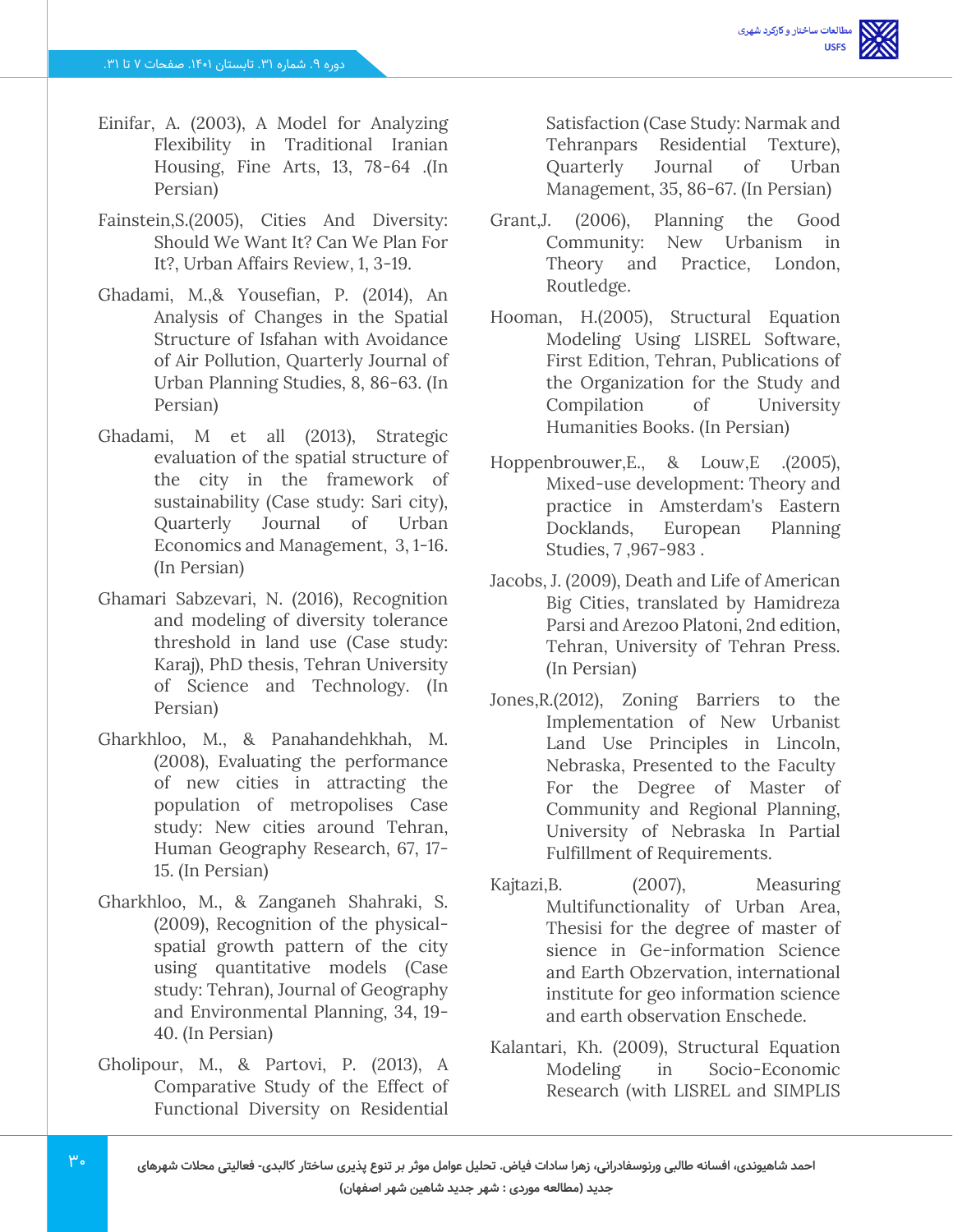Einifar, A. (2003), A Model for Analyzing Flexibility in Traditional Iranian Housing, Fine Arts, 13, 78-64 .(In Persian)

Fainstein,S.(2005), Cities And Diversity: Should We Want It? Can We Plan For It?, Urban Affairs Review, 1, 3-19.

Ghadami, M.,& Yousefian, P. (2014), An Analysis of Changes in the Spatial Structure of Isfahan with Avoidance of Air Pollution, Quarterly Journal of Urban Planning Studies, 8, 86-63. (In Persian)

Ghadami, M et all (2013), Strategic evaluation of the spatial structure of the city in the framework of sustainability (Case study: Sari city), Quarterly Journal of Urban Economics and Management, 3, 1-16. (In Persian)

Ghamari Sabzevari, N. (2016), Recognition and modeling of diversity tolerance threshold in land use (Case study: Karaj), PhD thesis, Tehran University of Science and Technology. (In Persian)

Gharkhloo, M., & Panahandehkhah, M. (2008), Evaluating the performance of new cities in attracting the population of metropolises Case study: New cities around Tehran, Human Geography Research, 67, 17-15. (In Persian)

Gharkhloo, M., & Zanganeh Shahraki, S. (2009), Recognition of the physical-spatial growth pattern of the city using quantitative models (Case study: Tehran), Journal of Geography and Environmental Planning, 34, 19-40. (In Persian)

Gholipour, M., & Partovi, P. (2013), A Comparative Study of the Effect of Functional Diversity on Residential Satisfaction (Case Study: Narmak and Tehranpars Residential Texture), Quarterly Journal of Urban Management, 35, 86-67. (In Persian)

Grant,J. (2006), Planning the Good Community: New Urbanism in Theory and Practice, London, Routledge.

Hooman, H.(2005), Structural Equation Modeling Using LISREL Software, First Edition, Tehran, Publications of the Organization for the Study and Compilation of University Humanities Books. (In Persian)

Hoppenbrouwer,E., & Louw,E .(2005), Mixed-use development: Theory and practice in Amsterdam's Eastern Docklands, European Planning Studies, 7 ,967-983 .

Jacobs, J. (2009), Death and Life of American Big Cities, translated by Hamidreza Parsi and Arezoo Platoni, 2nd edition, Tehran, University of Tehran Press. (In Persian)

Jones,R.(2012), Zoning Barriers to the Implementation of New Urbanist Land Use Principles in Lincoln, Nebraska, Presented to the Faculty For the Degree of Master of Community and Regional Planning, University of Nebraska In Partial Fulfillment of Requirements.

Kajtazi,B. (2007), Measuring Multifunctionality of Urban Area, Thesisi for the degree of master of sience in Ge-information Science and Earth Obzervation, international institute for geo information science and earth observation Enschede.

Kalantari, Kh. (2009), Structural Equation Modeling in Socio-Economic Research (with LISREL and SIMPLIS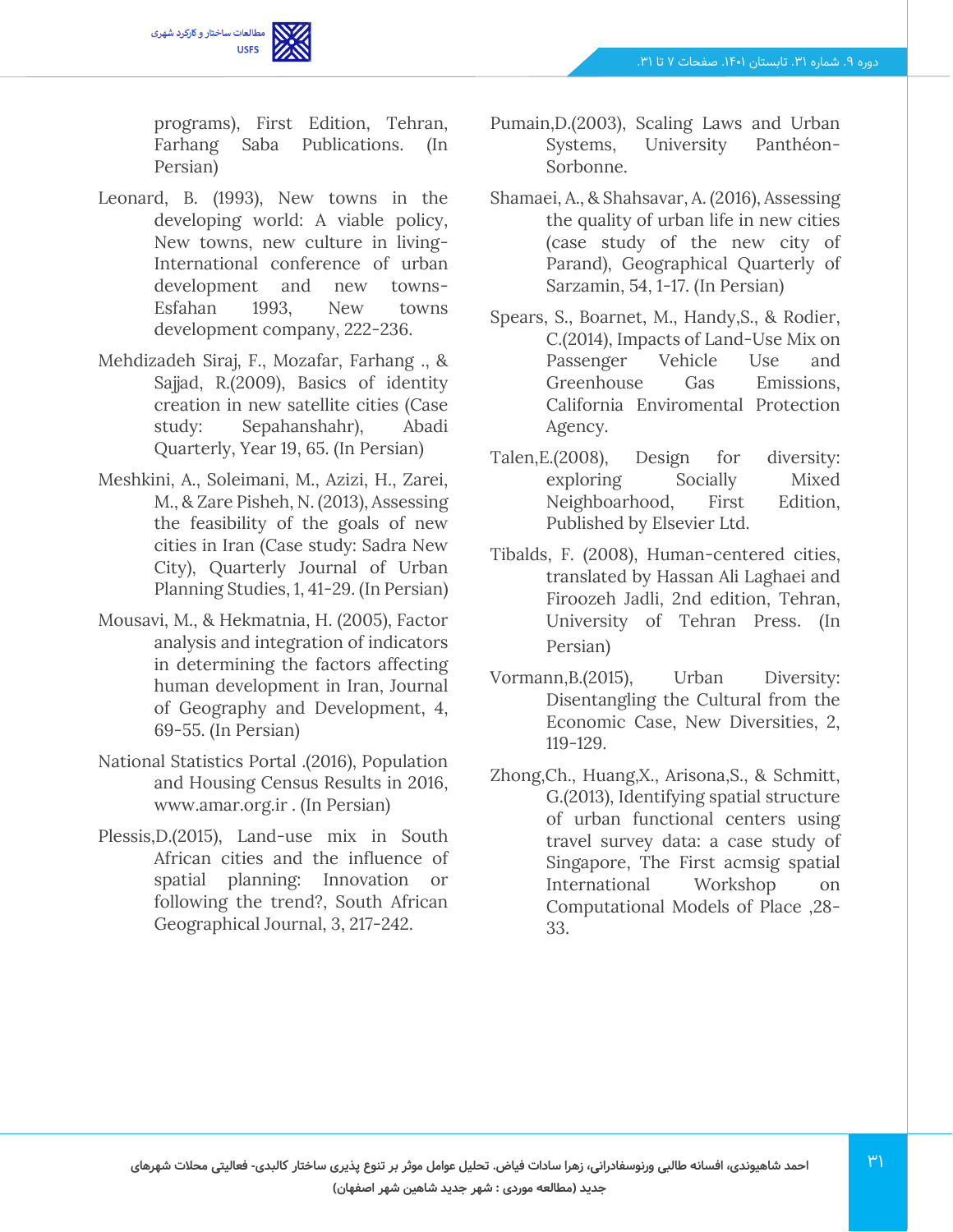programs), First Edition, Tehran, Farhang Saba Publications. (In Persian)

Leonard, B. (1993), New towns in the developing world: A viable policy, New towns, new culture in living-International conference of urban development and new towns-Esfahan 1993, New towns development company, 222-236.

Mehdizadeh Siraj, F., Mozafar, Farhang ., & Sajjad, R.(2009), Basics of identity creation in new satellite cities (Case study: Sepahanshahr), Abadi Quarterly, Year 19, 65. (In Persian)

Meshkini, A., Soleimani, M., Azizi, H., Zarei, M., & Zare Pisheh, N. (2013), Assessing the feasibility of the goals of new cities in Iran (Case study: Sadra New City), Quarterly Journal of Urban Planning Studies, 1, 41-29. (In Persian)

Mousavi, M., & Hekmatnia, H. (2005), Factor analysis and integration of indicators in determining the factors affecting human development in Iran, Journal of Geography and Development, 4, 69-55. (In Persian)

National Statistics Portal .(2016), Population and Housing Census Results in 2016, www.amar.org.ir . (In Persian)

Plessis,D.(2015), Land-use mix in South African cities and the influence of spatial planning: Innovation or following the trend?, South African Geographical Journal, 3, 217-242.

Pumain,D.(2003), Scaling Laws and Urban Systems, University Panthéon-Sorbonne.

Shamaei, A., & Shahsavar, A. (2016), Assessing the quality of urban life in new cities (case study of the new city of Parand), Geographical Quarterly of Sarzamin, 54, 1-17. (In Persian)

Spears, S., Boarnet, M., Handy,S., & Rodier, C.(2014), Impacts of Land-Use Mix on Passenger Vehicle Use and Greenhouse Gas Emissions, California Enviromental Protection Agency.

Talen,E.(2008), Design for diversity: exploring Socially Mixed Neighboarhood, First Edition, Published by Elsevier Ltd.

Tibalds, F. (2008), Human-centered cities, translated by Hassan Ali Laghaei and Firoozeh Jadli, 2nd edition, Tehran, University of Tehran Press. (In Persian)

Vormann,B.(2015), Urban Diversity: Disentangling the Cultural from the Economic Case, New Diversities, 2, 119-129.

Zhong,Ch., Huang,X., Arisona,S., & Schmitt, G.(2013), Identifying spatial structure of urban functional centers using travel survey data: a case study of Singapore, The First acmsig spatial International Workshop on Computational Models of Place ,28-33.